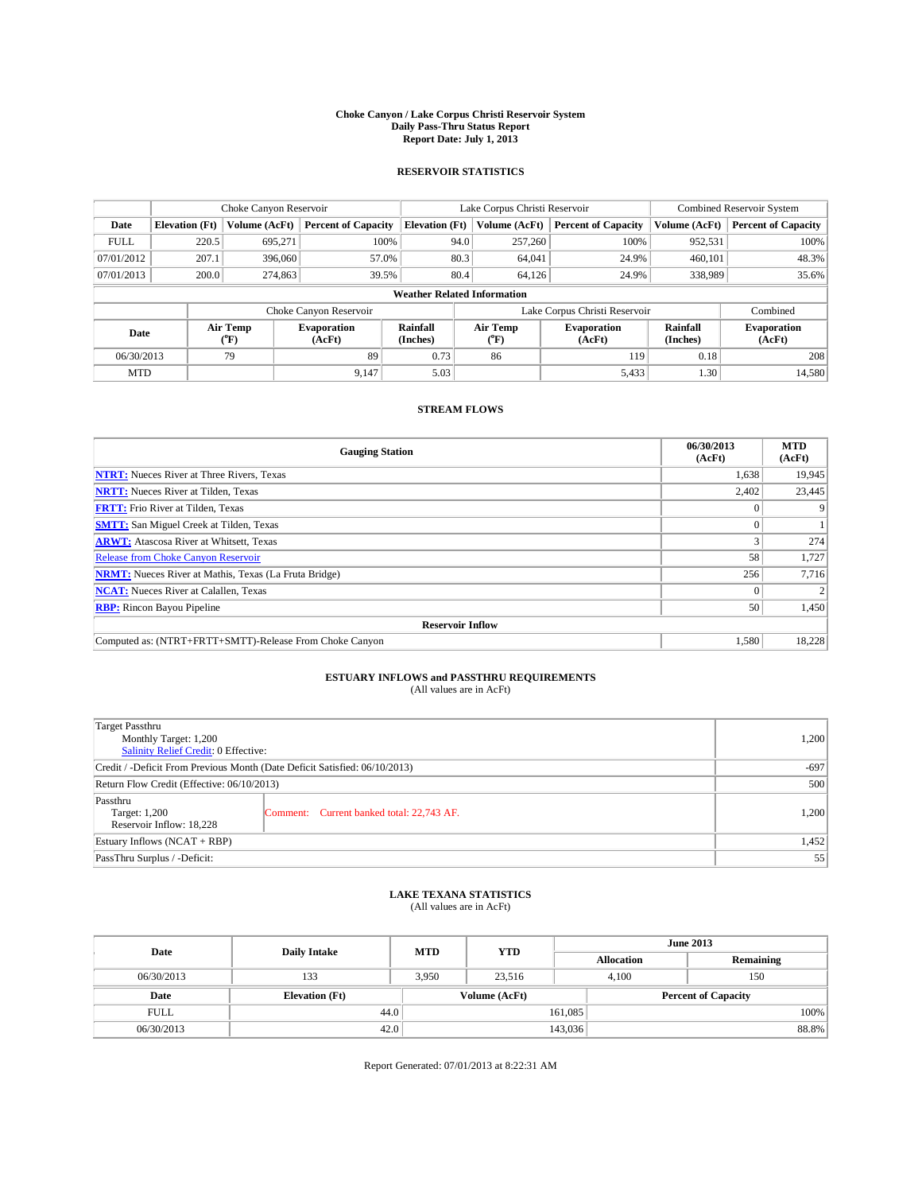**Choke Canyon / Lake Corpus Christi Reservoir System**
**Daily Pass-Thru Status Report**
**Report Date: July 1, 2013**

## RESERVOIR STATISTICS

| | Choke Canyon Reservoir | | | Lake Corpus Christi Reservoir | | | Combined Reservoir System | |
|---|---|---|---|---|---|---|---|---|
| **Date** | **Elevation (Ft)** | **Volume (AcFt)** | **Percent of Capacity** | **Elevation (Ft)** | **Volume (AcFt)** | **Percent of Capacity** | **Volume (AcFt)** | **Percent of Capacity** |
| FULL | 220.5 | 695,271 | 100% | 94.0 | 257,260 | 100% | 952,531 | 100% |
| 07/01/2012 | 207.1 | 396,060 | 57.0% | 80.3 | 64,041 | 24.9% | 460,101 | 48.3% |
| 07/01/2013 | 200.0 | 274,863 | 39.5% | 80.4 | 64,126 | 24.9% | 338,989 | 35.6% |

**Weather Related Information**

| | Choke Canyon Reservoir | | | Lake Corpus Christi Reservoir | | | Combined |
|---|---|---|---|---|---|---|---|
| **Date** | **Air Temp (°F)** | **Evaporation (AcFt)** | **Rainfall (Inches)** | **Air Temp (°F)** | **Evaporation (AcFt)** | **Rainfall (Inches)** | **Evaporation (AcFt)** |
| 06/30/2013 | 79 | 89 | 0.73 | 86 | 119 | 0.18 | 208 |
| MTD | | 9,147 | 5.03 | | 5,433 | 1.30 | 14,580 |

## STREAM FLOWS

| Gauging Station | 06/30/2013 (AcFt) | MTD (AcFt) |
|---|---|---|
| **NTRT:** Nueces River at Three Rivers, Texas | 1,638 | 19,945 |
| **NRTT:** Nueces River at Tilden, Texas | 2,402 | 23,445 |
| **FRTT:** Frio River at Tilden, Texas | 0 | 9 |
| **SMTT:** San Miguel Creek at Tilden, Texas | 0 | 1 |
| **ARWT:** Atascosa River at Whitsett, Texas | 3 | 274 |
| Release from Choke Canyon Reservoir | 58 | 1,727 |
| **NRMT:** Nueces River at Mathis, Texas (La Fruta Bridge) | 256 | 7,716 |
| **NCAT:** Nueces River at Calallen, Texas | 0 | 2 |
| **RBP:** Rincon Bayou Pipeline | 50 | 1,450 |
| **Reservoir Inflow** | | |
| Computed as: (NTRT+FRTT+SMTT)-Release From Choke Canyon | 1,580 | 18,228 |

## ESTUARY INFLOWS and PASSTHRU REQUIREMENTS

(All values are in AcFt)

| | |
|---|---|
| Target Passthru<br>Monthly Target: 1,200<br>Salinity Relief Credit: 0 Effective: | 1,200 |
| Credit / -Deficit From Previous Month (Date Deficit Satisfied: 06/10/2013) | -697 |
| Return Flow Credit (Effective: 06/10/2013) | 500 |
| Passthru<br>Target: 1,200<br>Reservoir Inflow: 18,228 — Comment: Current banked total: 22,743 AF. | 1,200 |
| Estuary Inflows (NCAT + RBP) | 1,452 |
| PassThru Surplus / -Deficit: | 55 |

## LAKE TEXANA STATISTICS

(All values are in AcFt)

| Date | Daily Intake | MTD | YTD | June 2013 Allocation | June 2013 Remaining |
|---|---|---|---|---|---|
| 06/30/2013 | 133 | 3,950 | 23,516 | 4,100 | 150 |

| Date | Elevation (Ft) | Volume (AcFt) | Percent of Capacity |
|---|---|---|---|
| FULL | 44.0 | 161,085 | 100% |
| 06/30/2013 | 42.0 | 143,036 | 88.8% |

Report Generated: 07/01/2013 at 8:22:31 AM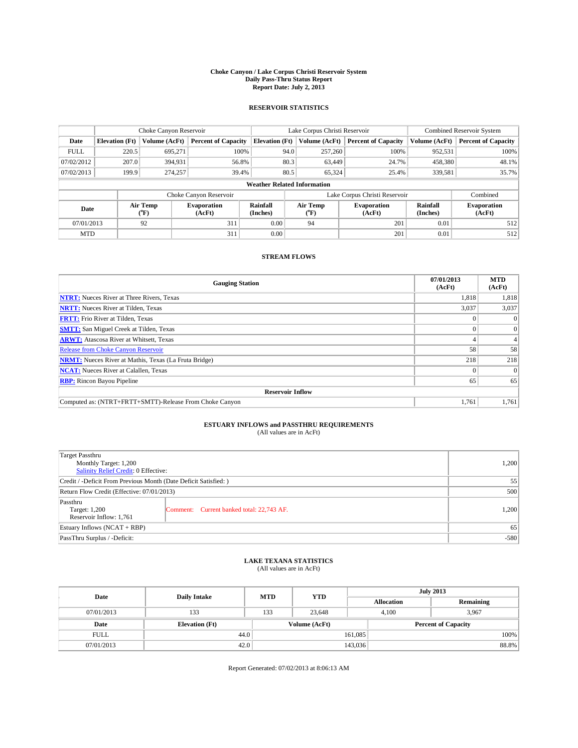# Choke Canyon / Lake Corpus Christi Reservoir System
## Daily Pass-Thru Status Report
### Report Date: July 2, 2013

## RESERVOIR STATISTICS

| | Choke Canyon Reservoir | | | Lake Corpus Christi Reservoir | | | Combined Reservoir System | |
|---|---|---|---|---|---|---|---|---|
| Date | Elevation (Ft) | Volume (AcFt) | Percent of Capacity | Elevation (Ft) | Volume (AcFt) | Percent of Capacity | Volume (AcFt) | Percent of Capacity |
| FULL | 220.5 | 695,271 | 100% | 94.0 | 257,260 | 100% | 952,531 | 100% |
| 07/02/2012 | 207.0 | 394,931 | 56.8% | 80.3 | 63,449 | 24.7% | 458,380 | 48.1% |
| 07/02/2013 | 199.9 | 274,257 | 39.4% | 80.5 | 65,324 | 25.4% | 339,581 | 35.7% |

**Weather Related Information**

| | Choke Canyon Reservoir | | | Lake Corpus Christi Reservoir | | | Combined |
|---|---|---|---|---|---|---|---|
| Date | Air Temp (°F) | Evaporation (AcFt) | Rainfall (Inches) | Air Temp (°F) | Evaporation (AcFt) | Rainfall (Inches) | Evaporation (AcFt) |
| 07/01/2013 | 92 | 311 | 0.00 | 94 | 201 | 0.01 | 512 |
| MTD | | 311 | 0.00 | | 201 | 0.01 | 512 |

## STREAM FLOWS

| Gauging Station | 07/01/2013 (AcFt) | MTD (AcFt) |
|---|---|---|
| **NTRT:** Nueces River at Three Rivers, Texas | 1,818 | 1,818 |
| **NRTT:** Nueces River at Tilden, Texas | 3,037 | 3,037 |
| **FRTT:** Frio River at Tilden, Texas | 0 | 0 |
| **SMTT:** San Miguel Creek at Tilden, Texas | 0 | 0 |
| **ARWT:** Atascosa River at Whitsett, Texas | 4 | 4 |
| Release from Choke Canyon Reservoir | 58 | 58 |
| **NRMT:** Nueces River at Mathis, Texas (La Fruta Bridge) | 218 | 218 |
| **NCAT:** Nueces River at Calallen, Texas | 0 | 0 |
| **RBP:** Rincon Bayou Pipeline | 65 | 65 |
| **Reservoir Inflow** | | |
| Computed as: (NTRT+FRTT+SMTT)-Release From Choke Canyon | 1,761 | 1,761 |

## ESTUARY INFLOWS and PASSTHRU REQUIREMENTS
(All values are in AcFt)

| | | |
|---|---|---|
| Target Passthru<br>Monthly Target: 1,200<br>Salinity Relief Credit: 0 Effective: | | 1,200 |
| Credit / -Deficit From Previous Month (Date Deficit Satisfied: ) | | 55 |
| Return Flow Credit (Effective: 07/01/2013) | | 500 |
| Passthru<br>Target: 1,200<br>Reservoir Inflow: 1,761 | Comment: Current banked total: 22,743 AF. | 1,200 |
| Estuary Inflows (NCAT + RBP) | | 65 |
| PassThru Surplus / -Deficit: | | -580 |

## LAKE TEXANA STATISTICS
(All values are in AcFt)

| Date | Daily Intake | MTD | YTD | July 2013 Allocation | July 2013 Remaining |
|---|---|---|---|---|---|
| 07/01/2013 | 133 | 133 | 23,648 | 4,100 | 3,967 |

| Date | Elevation (Ft) | Volume (AcFt) | Percent of Capacity |
|---|---|---|---|
| FULL | 44.0 | 161,085 | 100% |
| 07/01/2013 | 42.0 | 143,036 | 88.8% |

Report Generated: 07/02/2013 at 8:06:13 AM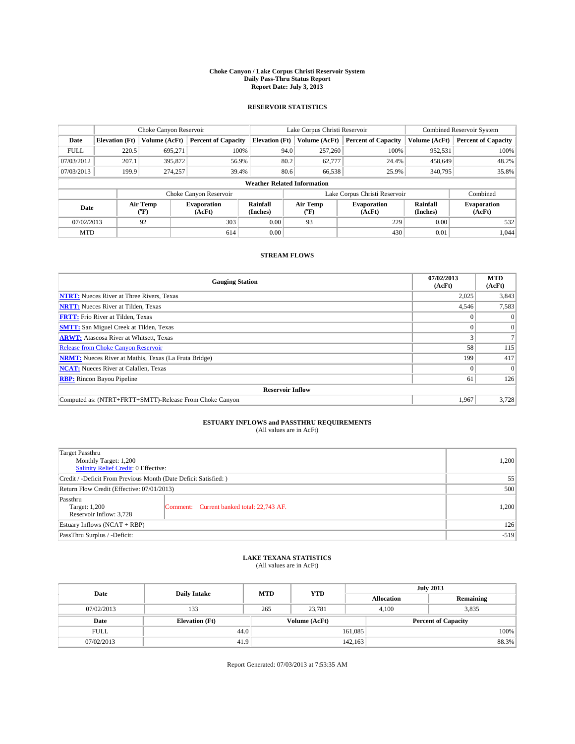# Choke Canyon / Lake Corpus Christi Reservoir System
## Daily Pass-Thru Status Report
## Report Date: July 3, 2013

### RESERVOIR STATISTICS

| | Choke Canyon Reservoir | | | Lake Corpus Christi Reservoir | | | Combined Reservoir System | |
|---|---|---|---|---|---|---|---|---|
| Date | Elevation (Ft) | Volume (AcFt) | Percent of Capacity | Elevation (Ft) | Volume (AcFt) | Percent of Capacity | Volume (AcFt) | Percent of Capacity |
| FULL | 220.5 | 695,271 | 100% | 94.0 | 257,260 | 100% | 952,531 | 100% |
| 07/03/2012 | 207.1 | 395,872 | 56.9% | 80.2 | 62,777 | 24.4% | 458,649 | 48.2% |
| 07/03/2013 | 199.9 | 274,257 | 39.4% | 80.6 | 66,538 | 25.9% | 340,795 | 35.8% |

**Weather Related Information**

| | Choke Canyon Reservoir | | | Lake Corpus Christi Reservoir | | | Combined |
|---|---|---|---|---|---|---|---|
| Date | Air Temp (°F) | Evaporation (AcFt) | Rainfall (Inches) | Air Temp (°F) | Evaporation (AcFt) | Rainfall (Inches) | Evaporation (AcFt) |
| 07/02/2013 | 92 | 303 | 0.00 | 93 | 229 | 0.00 | 532 |
| MTD | | 614 | 0.00 | | 430 | 0.01 | 1,044 |

### STREAM FLOWS

| Gauging Station | 07/02/2013 (AcFt) | MTD (AcFt) |
|---|---|---|
| **NTRT:** Nueces River at Three Rivers, Texas | 2,025 | 3,843 |
| **NRTT:** Nueces River at Tilden, Texas | 4,546 | 7,583 |
| **FRTT:** Frio River at Tilden, Texas | 0 | 0 |
| **SMTT:** San Miguel Creek at Tilden, Texas | 0 | 0 |
| **ARWT:** Atascosa River at Whitsett, Texas | 3 | 7 |
| Release from Choke Canyon Reservoir | 58 | 115 |
| **NRMT:** Nueces River at Mathis, Texas (La Fruta Bridge) | 199 | 417 |
| **NCAT:** Nueces River at Calallen, Texas | 0 | 0 |
| **RBP:** Rincon Bayou Pipeline | 61 | 126 |
| **Reservoir Inflow** | | |
| Computed as: (NTRT+FRTT+SMTT)-Release From Choke Canyon | 1,967 | 3,728 |

### ESTUARY INFLOWS and PASSTHRU REQUIREMENTS
(All values are in AcFt)

| | | |
|---|---|---|
| Target Passthru<br>Monthly Target: 1,200<br>Salinity Relief Credit: 0 Effective: | | 1,200 |
| Credit / -Deficit From Previous Month (Date Deficit Satisfied: ) | | 55 |
| Return Flow Credit (Effective: 07/01/2013) | | 500 |
| Passthru<br>Target: 1,200<br>Reservoir Inflow: 3,728 | Comment: Current banked total: 22,743 AF. | 1,200 |
| Estuary Inflows (NCAT + RBP) | | 126 |
| PassThru Surplus / -Deficit: | | -519 |

### LAKE TEXANA STATISTICS
(All values are in AcFt)

| Date | Daily Intake | MTD | YTD | July 2013 Allocation | July 2013 Remaining |
|---|---|---|---|---|---|
| 07/02/2013 | 133 | 265 | 23,781 | 4,100 | 3,835 |

| Date | Elevation (Ft) | Volume (AcFt) | Percent of Capacity |
|---|---|---|---|
| FULL | 44.0 | 161,085 | 100% |
| 07/02/2013 | 41.9 | 142,163 | 88.3% |

Report Generated: 07/03/2013 at 7:53:35 AM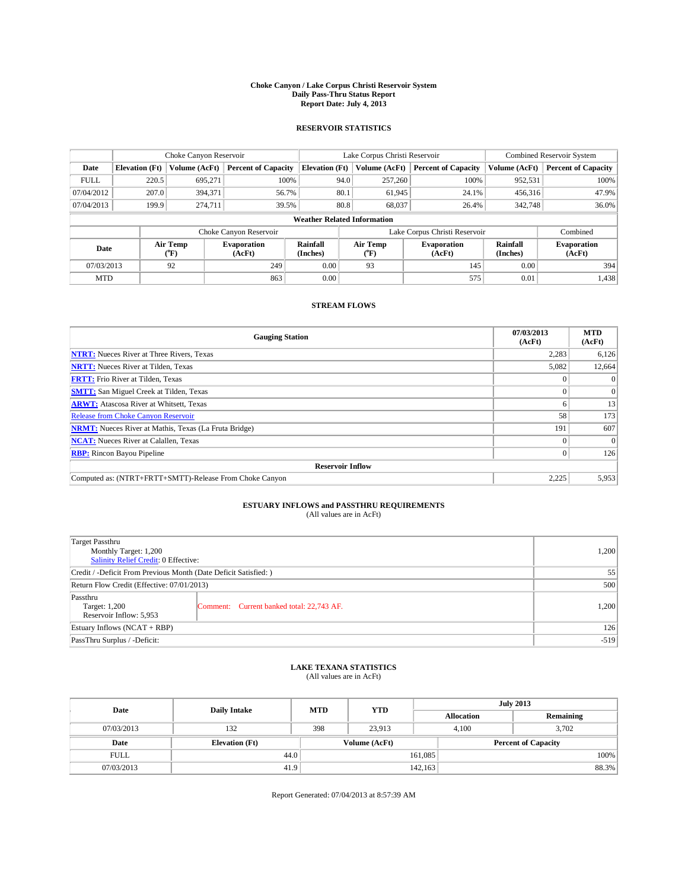**Choke Canyon / Lake Corpus Christi Reservoir System**
**Daily Pass-Thru Status Report**
**Report Date: July 4, 2013**

### RESERVOIR STATISTICS

| | Choke Canyon Reservoir | | | Lake Corpus Christi Reservoir | | | Combined Reservoir System | |
|---|---|---|---|---|---|---|---|---|
| **Date** | **Elevation (Ft)** | **Volume (AcFt)** | **Percent of Capacity** | **Elevation (Ft)** | **Volume (AcFt)** | **Percent of Capacity** | **Volume (AcFt)** | **Percent of Capacity** |
| FULL | 220.5 | 695,271 | 100% | 94.0 | 257,260 | 100% | 952,531 | 100% |
| 07/04/2012 | 207.0 | 394,371 | 56.7% | 80.1 | 61,945 | 24.1% | 456,316 | 47.9% |
| 07/04/2013 | 199.9 | 274,711 | 39.5% | 80.8 | 68,037 | 26.4% | 342,748 | 36.0% |

**Weather Related Information**

| | Choke Canyon Reservoir | | | Lake Corpus Christi Reservoir | | | Combined |
|---|---|---|---|---|---|---|---|
| **Date** | **Air Temp (°F)** | **Evaporation (AcFt)** | **Rainfall (Inches)** | **Air Temp (°F)** | **Evaporation (AcFt)** | **Rainfall (Inches)** | **Evaporation (AcFt)** |
| 07/03/2013 | 92 | 249 | 0.00 | 93 | 145 | 0.00 | 394 |
| MTD | | 863 | 0.00 | | 575 | 0.01 | 1,438 |

### STREAM FLOWS

| Gauging Station | 07/03/2013 (AcFt) | MTD (AcFt) |
|---|---|---|
| **NTRT:** Nueces River at Three Rivers, Texas | 2,283 | 6,126 |
| **NRTT:** Nueces River at Tilden, Texas | 5,082 | 12,664 |
| **FRTT:** Frio River at Tilden, Texas | 0 | 0 |
| **SMTT:** San Miguel Creek at Tilden, Texas | 0 | 0 |
| **ARWT:** Atascosa River at Whitsett, Texas | 6 | 13 |
| Release from Choke Canyon Reservoir | 58 | 173 |
| **NRMT:** Nueces River at Mathis, Texas (La Fruta Bridge) | 191 | 607 |
| **NCAT:** Nueces River at Calallen, Texas | 0 | 0 |
| **RBP:** Rincon Bayou Pipeline | 0 | 126 |
| **Reservoir Inflow** | | |
| Computed as: (NTRT+FRTT+SMTT)-Release From Choke Canyon | 2,225 | 5,953 |

### ESTUARY INFLOWS and PASSTHRU REQUIREMENTS
(All values are in AcFt)

| | | |
|---|---|---|
| Target Passthru<br>Monthly Target: 1,200<br>Salinity Relief Credit: 0 Effective: | | 1,200 |
| Credit / -Deficit From Previous Month (Date Deficit Satisfied: ) | | 55 |
| Return Flow Credit (Effective: 07/01/2013) | | 500 |
| Passthru<br>Target: 1,200<br>Reservoir Inflow: 5,953 | Comment: Current banked total: 22,743 AF. | 1,200 |
| Estuary Inflows (NCAT + RBP) | | 126 |
| PassThru Surplus / -Deficit: | | -519 |

### LAKE TEXANA STATISTICS
(All values are in AcFt)

| Date | Daily Intake | MTD | YTD | July 2013 Allocation | July 2013 Remaining |
|---|---|---|---|---|---|
| 07/03/2013 | 132 | 398 | 23,913 | 4,100 | 3,702 |

| Date | Elevation (Ft) | Volume (AcFt) | Percent of Capacity |
|---|---|---|---|
| FULL | 44.0 | 161,085 | 100% |
| 07/03/2013 | 41.9 | 142,163 | 88.3% |

Report Generated: 07/04/2013 at 8:57:39 AM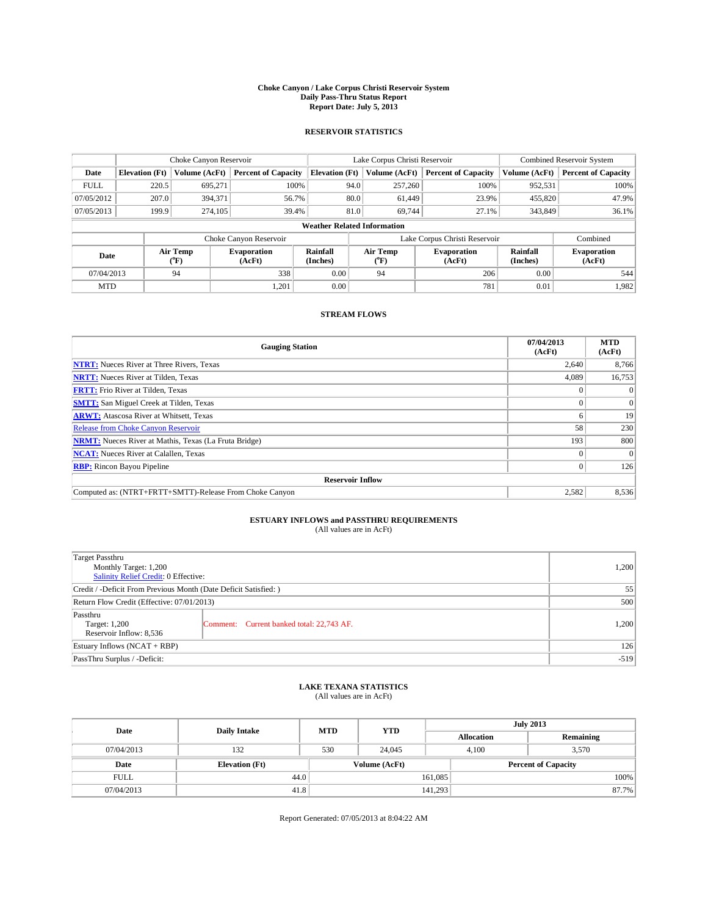# Choke Canyon / Lake Corpus Christi Reservoir System
## Daily Pass-Thru Status Report
### Report Date: July 5, 2013

## RESERVOIR STATISTICS

| | Choke Canyon Reservoir | | | Lake Corpus Christi Reservoir | | | Combined Reservoir System | |
|---|---|---|---|---|---|---|---|---|
| Date | Elevation (Ft) | Volume (AcFt) | Percent of Capacity | Elevation (Ft) | Volume (AcFt) | Percent of Capacity | Volume (AcFt) | Percent of Capacity |
| FULL | 220.5 | 695,271 | 100% | 94.0 | 257,260 | 100% | 952,531 | 100% |
| 07/05/2012 | 207.0 | 394,371 | 56.7% | 80.0 | 61,449 | 23.9% | 455,820 | 47.9% |
| 07/05/2013 | 199.9 | 274,105 | 39.4% | 81.0 | 69,744 | 27.1% | 343,849 | 36.1% |

**Weather Related Information**

| | Choke Canyon Reservoir | | | Lake Corpus Christi Reservoir | | | Combined |
|---|---|---|---|---|---|---|---|
| Date | Air Temp (℉) | Evaporation (AcFt) | Rainfall (Inches) | Air Temp (℉) | Evaporation (AcFt) | Rainfall (Inches) | Evaporation (AcFt) |
| 07/04/2013 | 94 | 338 | 0.00 | 94 | 206 | 0.00 | 544 |
| MTD | | 1,201 | 0.00 | | 781 | 0.01 | 1,982 |

## STREAM FLOWS

| Gauging Station | 07/04/2013 (AcFt) | MTD (AcFt) |
|---|---|---|
| **NTRT:** Nueces River at Three Rivers, Texas | 2,640 | 8,766 |
| **NRTT:** Nueces River at Tilden, Texas | 4,089 | 16,753 |
| **FRTT:** Frio River at Tilden, Texas | 0 | 0 |
| **SMTT:** San Miguel Creek at Tilden, Texas | 0 | 0 |
| **ARWT:** Atascosa River at Whitsett, Texas | 6 | 19 |
| Release from Choke Canyon Reservoir | 58 | 230 |
| **NRMT:** Nueces River at Mathis, Texas (La Fruta Bridge) | 193 | 800 |
| **NCAT:** Nueces River at Calallen, Texas | 0 | 0 |
| **RBP:** Rincon Bayou Pipeline | 0 | 126 |
| **Reservoir Inflow** | | |
| Computed as: (NTRT+FRTT+SMTT)-Release From Choke Canyon | 2,582 | 8,536 |

## ESTUARY INFLOWS and PASSTHRU REQUIREMENTS
(All values are in AcFt)

| | | |
|---|---|---|
| Target Passthru<br>Monthly Target: 1,200<br>Salinity Relief Credit: 0 Effective: | | 1,200 |
| Credit / -Deficit From Previous Month (Date Deficit Satisfied: ) | | 55 |
| Return Flow Credit (Effective: 07/01/2013) | | 500 |
| Passthru<br>Target: 1,200<br>Reservoir Inflow: 8,536 | Comment: Current banked total: 22,743 AF. | 1,200 |
| Estuary Inflows (NCAT + RBP) | | 126 |
| PassThru Surplus / -Deficit: | | -519 |

## LAKE TEXANA STATISTICS
(All values are in AcFt)

| Date | Daily Intake | MTD | YTD | July 2013 Allocation | July 2013 Remaining |
|---|---|---|---|---|---|
| 07/04/2013 | 132 | 530 | 24,045 | 4,100 | 3,570 |

| Date | Elevation (Ft) | Volume (AcFt) | Percent of Capacity |
|---|---|---|---|
| FULL | 44.0 | 161,085 | 100% |
| 07/04/2013 | 41.8 | 141,293 | 87.7% |

Report Generated: 07/05/2013 at 8:04:22 AM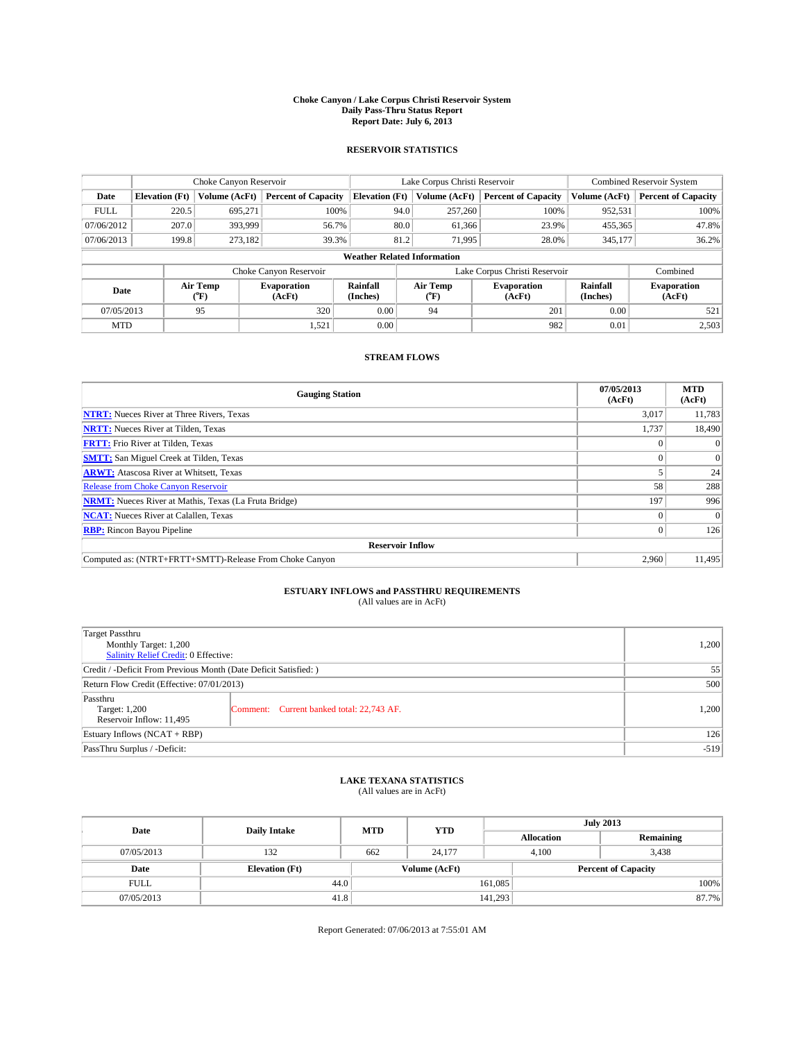# Choke Canyon / Lake Corpus Christi Reservoir System
## Daily Pass-Thru Status Report
### Report Date: July 6, 2013

## RESERVOIR STATISTICS

| | Choke Canyon Reservoir | | | Lake Corpus Christi Reservoir | | | Combined Reservoir System | |
|---|---|---|---|---|---|---|---|---|
| Date | Elevation (Ft) | Volume (AcFt) | Percent of Capacity | Elevation (Ft) | Volume (AcFt) | Percent of Capacity | Volume (AcFt) | Percent of Capacity |
| FULL | 220.5 | 695,271 | 100% | 94.0 | 257,260 | 100% | 952,531 | 100% |
| 07/06/2012 | 207.0 | 393,999 | 56.7% | 80.0 | 61,366 | 23.9% | 455,365 | 47.8% |
| 07/06/2013 | 199.8 | 273,182 | 39.3% | 81.2 | 71,995 | 28.0% | 345,177 | 36.2% |

**Weather Related Information**

| | Choke Canyon Reservoir | | | Lake Corpus Christi Reservoir | | | Combined |
|---|---|---|---|---|---|---|---|
| Date | Air Temp (°F) | Evaporation (AcFt) | Rainfall (Inches) | Air Temp (°F) | Evaporation (AcFt) | Rainfall (Inches) | Evaporation (AcFt) |
| 07/05/2013 | 95 | 320 | 0.00 | 94 | 201 | 0.00 | 521 |
| MTD | | 1,521 | 0.00 | | 982 | 0.01 | 2,503 |

## STREAM FLOWS

| Gauging Station | 07/05/2013 (AcFt) | MTD (AcFt) |
|---|---|---|
| NTRT: Nueces River at Three Rivers, Texas | 3,017 | 11,783 |
| NRTT: Nueces River at Tilden, Texas | 1,737 | 18,490 |
| FRTT: Frio River at Tilden, Texas | 0 | 0 |
| SMTT: San Miguel Creek at Tilden, Texas | 0 | 0 |
| ARWT: Atascosa River at Whitsett, Texas | 5 | 24 |
| Release from Choke Canyon Reservoir | 58 | 288 |
| NRMT: Nueces River at Mathis, Texas (La Fruta Bridge) | 197 | 996 |
| NCAT: Nueces River at Calallen, Texas | 0 | 0 |
| RBP: Rincon Bayou Pipeline | 0 | 126 |
| **Reservoir Inflow** | | |
| Computed as: (NTRT+FRTT+SMTT)-Release From Choke Canyon | 2,960 | 11,495 |

## ESTUARY INFLOWS and PASSTHRU REQUIREMENTS
(All values are in AcFt)

| | |
|---|---|
| Target Passthru<br>Monthly Target: 1,200<br>Salinity Relief Credit: 0 Effective: | 1,200 |
| Credit / -Deficit From Previous Month (Date Deficit Satisfied: ) | 55 |
| Return Flow Credit (Effective: 07/01/2013) | 500 |
| Passthru<br>Target: 1,200<br>Reservoir Inflow: 11,495<br>Comment: Current banked total: 22,743 AF. | 1,200 |
| Estuary Inflows (NCAT + RBP) | 126 |
| PassThru Surplus / -Deficit: | -519 |

## LAKE TEXANA STATISTICS
(All values are in AcFt)

| Date | Daily Intake | MTD | YTD | July 2013 Allocation | July 2013 Remaining |
|---|---|---|---|---|---|
| 07/05/2013 | 132 | 662 | 24,177 | 4,100 | 3,438 |

| Date | Elevation (Ft) | Volume (AcFt) | Percent of Capacity |
|---|---|---|---|
| FULL | 44.0 | 161,085 | 100% |
| 07/05/2013 | 41.8 | 141,293 | 87.7% |

Report Generated: 07/06/2013 at 7:55:01 AM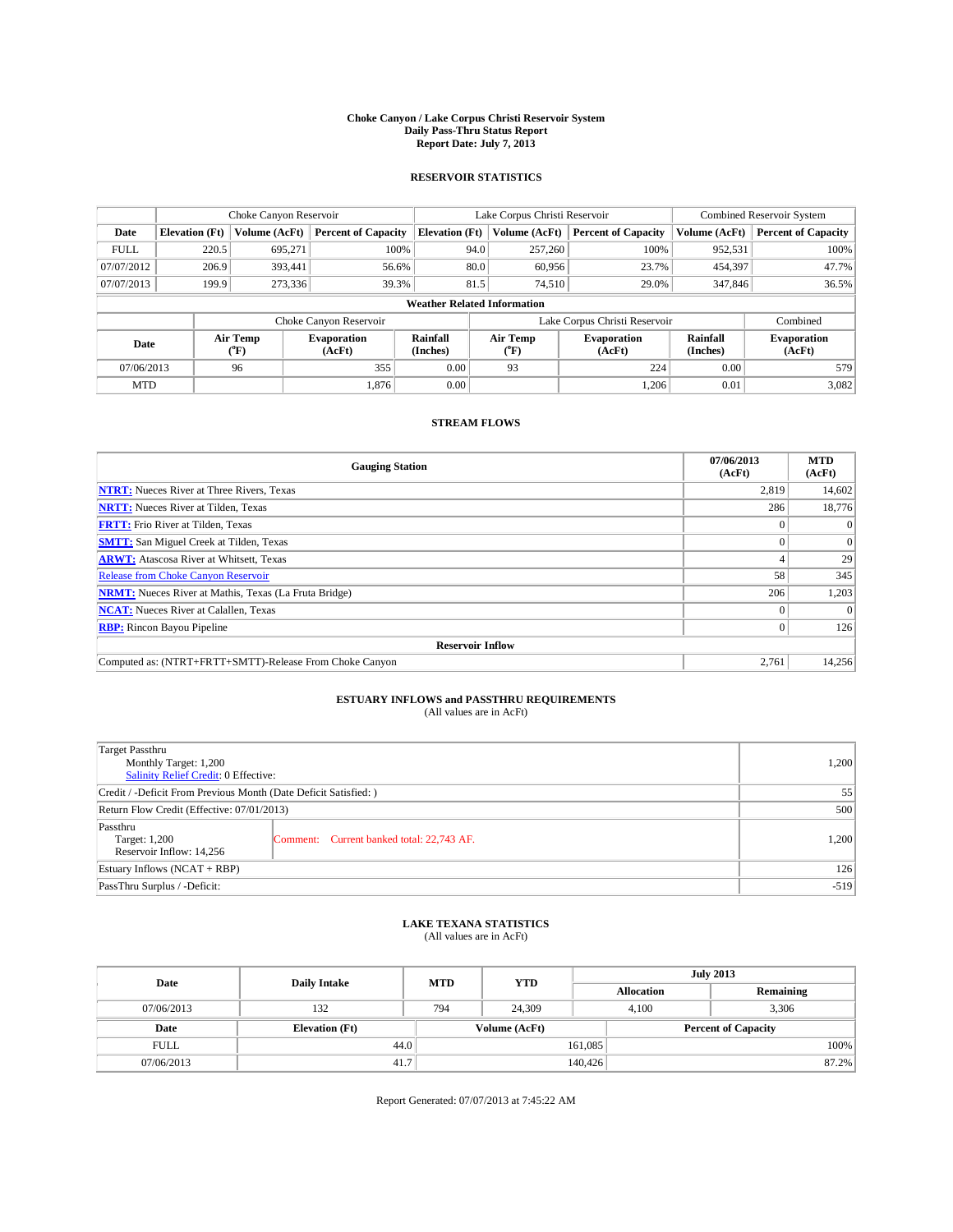# Choke Canyon / Lake Corpus Christi Reservoir System
## Daily Pass-Thru Status Report
## Report Date: July 7, 2013

### RESERVOIR STATISTICS

| | Choke Canyon Reservoir | | | Lake Corpus Christi Reservoir | | | Combined Reservoir System | |
|---|---|---|---|---|---|---|---|---|
| Date | Elevation (Ft) | Volume (AcFt) | Percent of Capacity | Elevation (Ft) | Volume (AcFt) | Percent of Capacity | Volume (AcFt) | Percent of Capacity |
| FULL | 220.5 | 695,271 | 100% | 94.0 | 257,260 | 100% | 952,531 | 100% |
| 07/07/2012 | 206.9 | 393,441 | 56.6% | 80.0 | 60,956 | 23.7% | 454,397 | 47.7% |
| 07/07/2013 | 199.9 | 273,336 | 39.3% | 81.5 | 74,510 | 29.0% | 347,846 | 36.5% |

**Weather Related Information**

| | Choke Canyon Reservoir | | | Lake Corpus Christi Reservoir | | | Combined |
|---|---|---|---|---|---|---|---|
| Date | Air Temp (°F) | Evaporation (AcFt) | Rainfall (Inches) | Air Temp (°F) | Evaporation (AcFt) | Rainfall (Inches) | Evaporation (AcFt) |
| 07/06/2013 | 96 | 355 | 0.00 | 93 | 224 | 0.00 | 579 |
| MTD | | 1,876 | 0.00 | | 1,206 | 0.01 | 3,082 |

### STREAM FLOWS

| Gauging Station | 07/06/2013 (AcFt) | MTD (AcFt) |
|---|---|---|
| NTRT: Nueces River at Three Rivers, Texas | 2,819 | 14,602 |
| NRTT: Nueces River at Tilden, Texas | 286 | 18,776 |
| FRTT: Frio River at Tilden, Texas | 0 | 0 |
| SMTT: San Miguel Creek at Tilden, Texas | 0 | 0 |
| ARWT: Atascosa River at Whitsett, Texas | 4 | 29 |
| Release from Choke Canyon Reservoir | 58 | 345 |
| NRMT: Nueces River at Mathis, Texas (La Fruta Bridge) | 206 | 1,203 |
| NCAT: Nueces River at Calallen, Texas | 0 | 0 |
| RBP: Rincon Bayou Pipeline | 0 | 126 |
| **Reservoir Inflow** | | |
| Computed as: (NTRT+FRTT+SMTT)-Release From Choke Canyon | 2,761 | 14,256 |

### ESTUARY INFLOWS and PASSTHRU REQUIREMENTS
(All values are in AcFt)

| | | |
|---|---|---|
| Target Passthru<br>Monthly Target: 1,200<br>Salinity Relief Credit: 0 Effective: | | 1,200 |
| Credit / -Deficit From Previous Month (Date Deficit Satisfied: ) | | 55 |
| Return Flow Credit (Effective: 07/01/2013) | | 500 |
| Passthru<br>Target: 1,200<br>Reservoir Inflow: 14,256 | Comment: Current banked total: 22,743 AF. | 1,200 |
| Estuary Inflows (NCAT + RBP) | | 126 |
| PassThru Surplus / -Deficit: | | -519 |

### LAKE TEXANA STATISTICS
(All values are in AcFt)

| Date | Daily Intake | MTD | YTD | July 2013 Allocation | July 2013 Remaining |
|---|---|---|---|---|---|
| 07/06/2013 | 132 | 794 | 24,309 | 4,100 | 3,306 |

| Date | Elevation (Ft) | Volume (AcFt) | Percent of Capacity |
|---|---|---|---|
| FULL | 44.0 | 161,085 | 100% |
| 07/06/2013 | 41.7 | 140,426 | 87.2% |

Report Generated: 07/07/2013 at 7:45:22 AM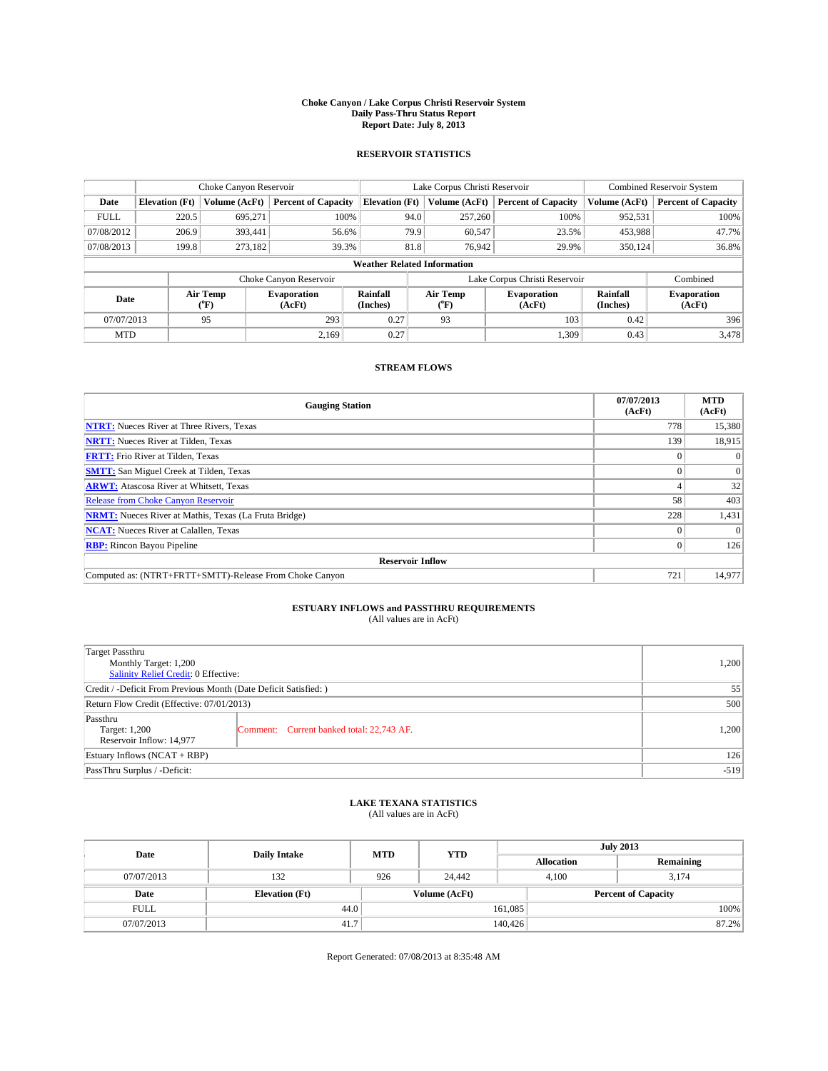# Choke Canyon / Lake Corpus Christi Reservoir System
## Daily Pass-Thru Status Report
## Report Date: July 8, 2013

### RESERVOIR STATISTICS

| | Choke Canyon Reservoir | | | Lake Corpus Christi Reservoir | | | Combined Reservoir System | |
|---|---|---|---|---|---|---|---|---|
| Date | Elevation (Ft) | Volume (AcFt) | Percent of Capacity | Elevation (Ft) | Volume (AcFt) | Percent of Capacity | Volume (AcFt) | Percent of Capacity |
| FULL | 220.5 | 695,271 | 100% | 94.0 | 257,260 | 100% | 952,531 | 100% |
| 07/08/2012 | 206.9 | 393,441 | 56.6% | 79.9 | 60,547 | 23.5% | 453,988 | 47.7% |
| 07/08/2013 | 199.8 | 273,182 | 39.3% | 81.8 | 76,942 | 29.9% | 350,124 | 36.8% |

**Weather Related Information**

| | Choke Canyon Reservoir | | | Lake Corpus Christi Reservoir | | | Combined |
|---|---|---|---|---|---|---|---|
| Date | Air Temp (°F) | Evaporation (AcFt) | Rainfall (Inches) | Air Temp (°F) | Evaporation (AcFt) | Rainfall (Inches) | Evaporation (AcFt) |
| 07/07/2013 | 95 | 293 | 0.27 | 93 | 103 | 0.42 | 396 |
| MTD | | 2,169 | 0.27 | | 1,309 | 0.43 | 3,478 |

### STREAM FLOWS

| Gauging Station | 07/07/2013 (AcFt) | MTD (AcFt) |
|---|---|---|
| NTRT: Nueces River at Three Rivers, Texas | 778 | 15,380 |
| NRTT: Nueces River at Tilden, Texas | 139 | 18,915 |
| FRTT: Frio River at Tilden, Texas | 0 | 0 |
| SMTT: San Miguel Creek at Tilden, Texas | 0 | 0 |
| ARWT: Atascosa River at Whitsett, Texas | 4 | 32 |
| Release from Choke Canyon Reservoir | 58 | 403 |
| NRMT: Nueces River at Mathis, Texas (La Fruta Bridge) | 228 | 1,431 |
| NCAT: Nueces River at Calallen, Texas | 0 | 0 |
| RBP: Rincon Bayou Pipeline | 0 | 126 |
| **Reservoir Inflow** | | |
| Computed as: (NTRT+FRTT+SMTT)-Release From Choke Canyon | 721 | 14,977 |

### ESTUARY INFLOWS and PASSTHRU REQUIREMENTS
(All values are in AcFt)

| | | |
|---|---|---|
| Target Passthru<br>Monthly Target: 1,200<br>Salinity Relief Credit: 0 Effective: | | 1,200 |
| Credit / -Deficit From Previous Month (Date Deficit Satisfied: ) | | 55 |
| Return Flow Credit (Effective: 07/01/2013) | | 500 |
| Passthru<br>Target: 1,200<br>Reservoir Inflow: 14,977 | Comment: Current banked total: 22,743 AF. | 1,200 |
| Estuary Inflows (NCAT + RBP) | | 126 |
| PassThru Surplus / -Deficit: | | -519 |

### LAKE TEXANA STATISTICS
(All values are in AcFt)

| Date | Daily Intake | MTD | YTD | July 2013 Allocation | July 2013 Remaining |
|---|---|---|---|---|---|
| 07/07/2013 | 132 | 926 | 24,442 | 4,100 | 3,174 |

| Date | Elevation (Ft) | Volume (AcFt) | Percent of Capacity |
|---|---|---|---|
| FULL | 44.0 | 161,085 | 100% |
| 07/07/2013 | 41.7 | 140,426 | 87.2% |

Report Generated: 07/08/2013 at 8:35:48 AM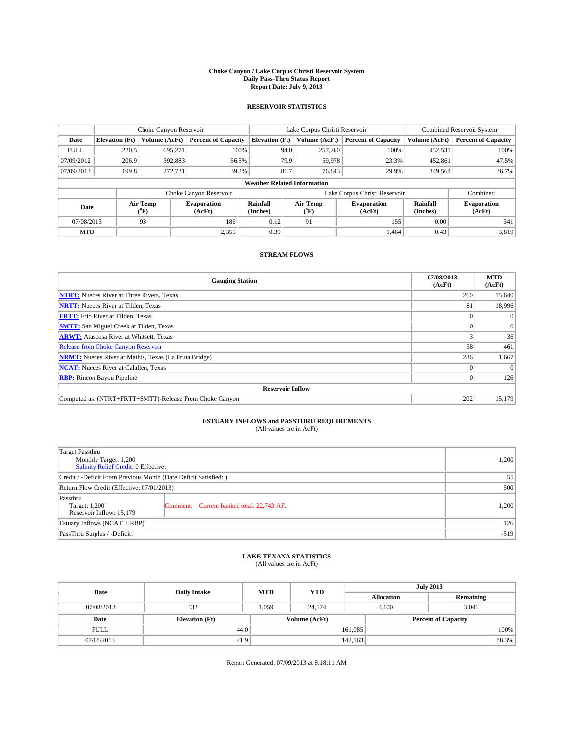**Choke Canyon / Lake Corpus Christi Reservoir System**
**Daily Pass-Thru Status Report**
**Report Date: July 9, 2013**

## RESERVOIR STATISTICS

| | Choke Canyon Reservoir | | | Lake Corpus Christi Reservoir | | | Combined Reservoir System | |
|---|---|---|---|---|---|---|---|---|
| Date | Elevation (Ft) | Volume (AcFt) | Percent of Capacity | Elevation (Ft) | Volume (AcFt) | Percent of Capacity | Volume (AcFt) | Percent of Capacity |
| FULL | 220.5 | 695,271 | 100% | 94.0 | 257,260 | 100% | 952,531 | 100% |
| 07/09/2012 | 206.9 | 392,883 | 56.5% | 79.9 | 59,978 | 23.3% | 452,861 | 47.5% |
| 07/09/2013 | 199.8 | 272,721 | 39.2% | 81.7 | 76,843 | 29.9% | 349,564 | 36.7% |

**Weather Related Information**

| | Choke Canyon Reservoir | | | Lake Corpus Christi Reservoir | | | Combined |
|---|---|---|---|---|---|---|---|
| Date | Air Temp (°F) | Evaporation (AcFt) | Rainfall (Inches) | Air Temp (°F) | Evaporation (AcFt) | Rainfall (Inches) | Evaporation (AcFt) |
| 07/08/2013 | 93 | 186 | 0.12 | 91 | 155 | 0.00 | 341 |
| MTD | | 2,355 | 0.39 | | 1,464 | 0.43 | 3,819 |

## STREAM FLOWS

| Gauging Station | 07/08/2013 (AcFt) | MTD (AcFt) |
|---|---|---|
| **NTRT:** Nueces River at Three Rivers, Texas | 260 | 15,640 |
| **NRTT:** Nueces River at Tilden, Texas | 81 | 18,996 |
| **FRTT:** Frio River at Tilden, Texas | 0 | 0 |
| **SMTT:** San Miguel Creek at Tilden, Texas | 0 | 0 |
| **ARWT:** Atascosa River at Whitsett, Texas | 3 | 36 |
| Release from Choke Canyon Reservoir | 58 | 461 |
| **NRMT:** Nueces River at Mathis, Texas (La Fruta Bridge) | 236 | 1,667 |
| **NCAT:** Nueces River at Calallen, Texas | 0 | 0 |
| **RBP:** Rincon Bayou Pipeline | 0 | 126 |
| **Reservoir Inflow** | | |
| Computed as: (NTRT+FRTT+SMTT)-Release From Choke Canyon | 202 | 15,179 |

## ESTUARY INFLOWS and PASSTHRU REQUIREMENTS
(All values are in AcFt)

| | | |
|---|---|---|
| Target Passthru<br>Monthly Target: 1,200<br>Salinity Relief Credit: 0 Effective: | | 1,200 |
| Credit / -Deficit From Previous Month (Date Deficit Satisfied: ) | | 55 |
| Return Flow Credit (Effective: 07/01/2013) | | 500 |
| Passthru<br>Target: 1,200<br>Reservoir Inflow: 15,179 | Comment: Current banked total: 22,743 AF. | 1,200 |
| Estuary Inflows (NCAT + RBP) | | 126 |
| PassThru Surplus / -Deficit: | | -519 |

## LAKE TEXANA STATISTICS
(All values are in AcFt)

| Date | Daily Intake | MTD | YTD | July 2013 Allocation | July 2013 Remaining |
|---|---|---|---|---|---|
| 07/08/2013 | 132 | 1,059 | 24,574 | 4,100 | 3,041 |

| Date | Elevation (Ft) | Volume (AcFt) | Percent of Capacity |
|---|---|---|---|
| FULL | 44.0 | 161,085 | 100% |
| 07/08/2013 | 41.9 | 142,163 | 88.3% |

Report Generated: 07/09/2013 at 8:18:11 AM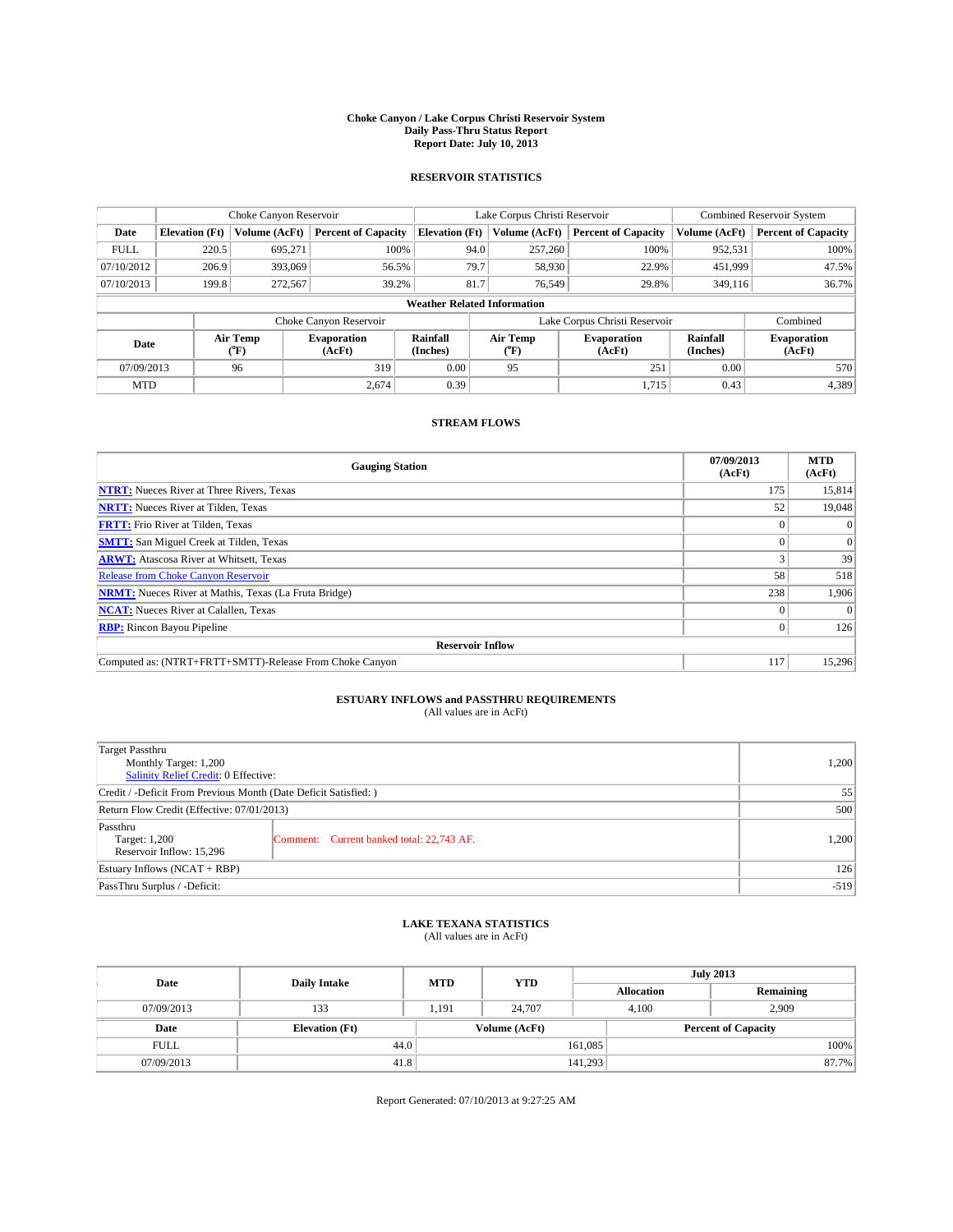# Choke Canyon / Lake Corpus Christi Reservoir System
## Daily Pass-Thru Status Report
### Report Date: July 10, 2013

## RESERVOIR STATISTICS

| | Choke Canyon Reservoir | | | Lake Corpus Christi Reservoir | | | Combined Reservoir System | |
|---|---|---|---|---|---|---|---|---|
| Date | Elevation (Ft) | Volume (AcFt) | Percent of Capacity | Elevation (Ft) | Volume (AcFt) | Percent of Capacity | Volume (AcFt) | Percent of Capacity |
| FULL | 220.5 | 695,271 | 100% | 94.0 | 257,260 | 100% | 952,531 | 100% |
| 07/10/2012 | 206.9 | 393,069 | 56.5% | 79.7 | 58,930 | 22.9% | 451,999 | 47.5% |
| 07/10/2013 | 199.8 | 272,567 | 39.2% | 81.7 | 76,549 | 29.8% | 349,116 | 36.7% |

**Weather Related Information**

| | Choke Canyon Reservoir | | | Lake Corpus Christi Reservoir | | | Combined |
|---|---|---|---|---|---|---|---|
| Date | Air Temp (°F) | Evaporation (AcFt) | Rainfall (Inches) | Air Temp (°F) | Evaporation (AcFt) | Rainfall (Inches) | Evaporation (AcFt) |
| 07/09/2013 | 96 | 319 | 0.00 | 95 | 251 | 0.00 | 570 |
| MTD | | 2,674 | 0.39 | | 1,715 | 0.43 | 4,389 |

## STREAM FLOWS

| Gauging Station | 07/09/2013 (AcFt) | MTD (AcFt) |
|---|---|---|
| NTRT: Nueces River at Three Rivers, Texas | 175 | 15,814 |
| NRTT: Nueces River at Tilden, Texas | 52 | 19,048 |
| FRTT: Frio River at Tilden, Texas | 0 | 0 |
| SMTT: San Miguel Creek at Tilden, Texas | 0 | 0 |
| ARWT: Atascosa River at Whitsett, Texas | 3 | 39 |
| Release from Choke Canyon Reservoir | 58 | 518 |
| NRMT: Nueces River at Mathis, Texas (La Fruta Bridge) | 238 | 1,906 |
| NCAT: Nueces River at Calallen, Texas | 0 | 0 |
| RBP: Rincon Bayou Pipeline | 0 | 126 |
| **Reservoir Inflow** | | |
| Computed as: (NTRT+FRTT+SMTT)-Release From Choke Canyon | 117 | 15,296 |

## ESTUARY INFLOWS and PASSTHRU REQUIREMENTS
(All values are in AcFt)

| | | |
|---|---|---|
| Target Passthru<br>Monthly Target: 1,200<br>Salinity Relief Credit: 0 Effective: | | 1,200 |
| Credit / -Deficit From Previous Month (Date Deficit Satisfied: ) | | 55 |
| Return Flow Credit (Effective: 07/01/2013) | | 500 |
| Passthru<br>Target: 1,200<br>Reservoir Inflow: 15,296 | Comment: Current banked total: 22,743 AF. | 1,200 |
| Estuary Inflows (NCAT + RBP) | | 126 |
| PassThru Surplus / -Deficit: | | -519 |

## LAKE TEXANA STATISTICS
(All values are in AcFt)

| Date | Daily Intake | MTD | YTD | July 2013 Allocation | July 2013 Remaining |
|---|---|---|---|---|---|
| 07/09/2013 | 133 | 1,191 | 24,707 | 4,100 | 2,909 |

| Date | Elevation (Ft) | Volume (AcFt) | Percent of Capacity |
|---|---|---|---|
| FULL | 44.0 | 161,085 | 100% |
| 07/09/2013 | 41.8 | 141,293 | 87.7% |

Report Generated: 07/10/2013 at 9:27:25 AM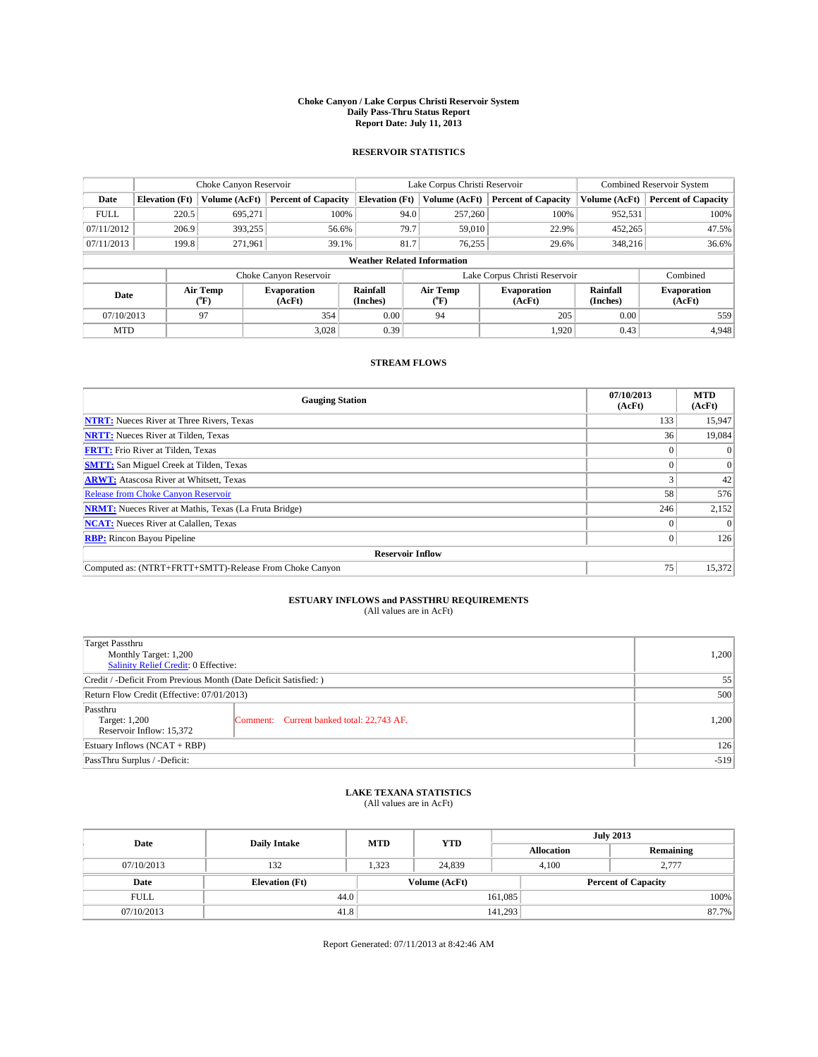**Choke Canyon / Lake Corpus Christi Reservoir System**
**Daily Pass-Thru Status Report**
**Report Date: July 11, 2013**

## RESERVOIR STATISTICS

| | Choke Canyon Reservoir | | | Lake Corpus Christi Reservoir | | | Combined Reservoir System | |
|---|---|---|---|---|---|---|---|---|
| **Date** | **Elevation (Ft)** | **Volume (AcFt)** | **Percent of Capacity** | **Elevation (Ft)** | **Volume (AcFt)** | **Percent of Capacity** | **Volume (AcFt)** | **Percent of Capacity** |
| FULL | 220.5 | 695,271 | 100% | 94.0 | 257,260 | 100% | 952,531 | 100% |
| 07/11/2012 | 206.9 | 393,255 | 56.6% | 79.7 | 59,010 | 22.9% | 452,265 | 47.5% |
| 07/11/2013 | 199.8 | 271,961 | 39.1% | 81.7 | 76,255 | 29.6% | 348,216 | 36.6% |

**Weather Related Information**

| | Choke Canyon Reservoir | | | Lake Corpus Christi Reservoir | | | Combined |
|---|---|---|---|---|---|---|---|
| **Date** | **Air Temp (°F)** | **Evaporation (AcFt)** | **Rainfall (Inches)** | **Air Temp (°F)** | **Evaporation (AcFt)** | **Rainfall (Inches)** | **Evaporation (AcFt)** |
| 07/10/2013 | 97 | 354 | 0.00 | 94 | 205 | 0.00 | 559 |
| MTD | | 3,028 | 0.39 | | 1,920 | 0.43 | 4,948 |

## STREAM FLOWS

| Gauging Station | 07/10/2013 (AcFt) | MTD (AcFt) |
|---|---|---|
| **NTRT:** Nueces River at Three Rivers, Texas | 133 | 15,947 |
| **NRTT:** Nueces River at Tilden, Texas | 36 | 19,084 |
| **FRTT:** Frio River at Tilden, Texas | 0 | 0 |
| **SMTT:** San Miguel Creek at Tilden, Texas | 0 | 0 |
| **ARWT:** Atascosa River at Whitsett, Texas | 3 | 42 |
| Release from Choke Canyon Reservoir | 58 | 576 |
| **NRMT:** Nueces River at Mathis, Texas (La Fruta Bridge) | 246 | 2,152 |
| **NCAT:** Nueces River at Calallen, Texas | 0 | 0 |
| **RBP:** Rincon Bayou Pipeline | 0 | 126 |
| **Reservoir Inflow** | | |
| Computed as: (NTRT+FRTT+SMTT)-Release From Choke Canyon | 75 | 15,372 |

## ESTUARY INFLOWS and PASSTHRU REQUIREMENTS
(All values are in AcFt)

| | | |
|---|---|---|
| Target Passthru<br>Monthly Target: 1,200<br>Salinity Relief Credit: 0 Effective: | | 1,200 |
| Credit / -Deficit From Previous Month (Date Deficit Satisfied: ) | | 55 |
| Return Flow Credit (Effective: 07/01/2013) | | 500 |
| Passthru<br>Target: 1,200<br>Reservoir Inflow: 15,372 | Comment: Current banked total: 22,743 AF. | 1,200 |
| Estuary Inflows (NCAT + RBP) | | 126 |
| PassThru Surplus / -Deficit: | | -519 |

## LAKE TEXANA STATISTICS
(All values are in AcFt)

| Date | Daily Intake | MTD | YTD | July 2013 Allocation | July 2013 Remaining |
|---|---|---|---|---|---|
| 07/10/2013 | 132 | 1,323 | 24,839 | 4,100 | 2,777 |

| Date | Elevation (Ft) | Volume (AcFt) | Percent of Capacity |
|---|---|---|---|
| FULL | 44.0 | 161,085 | 100% |
| 07/10/2013 | 41.8 | 141,293 | 87.7% |

Report Generated: 07/11/2013 at 8:42:46 AM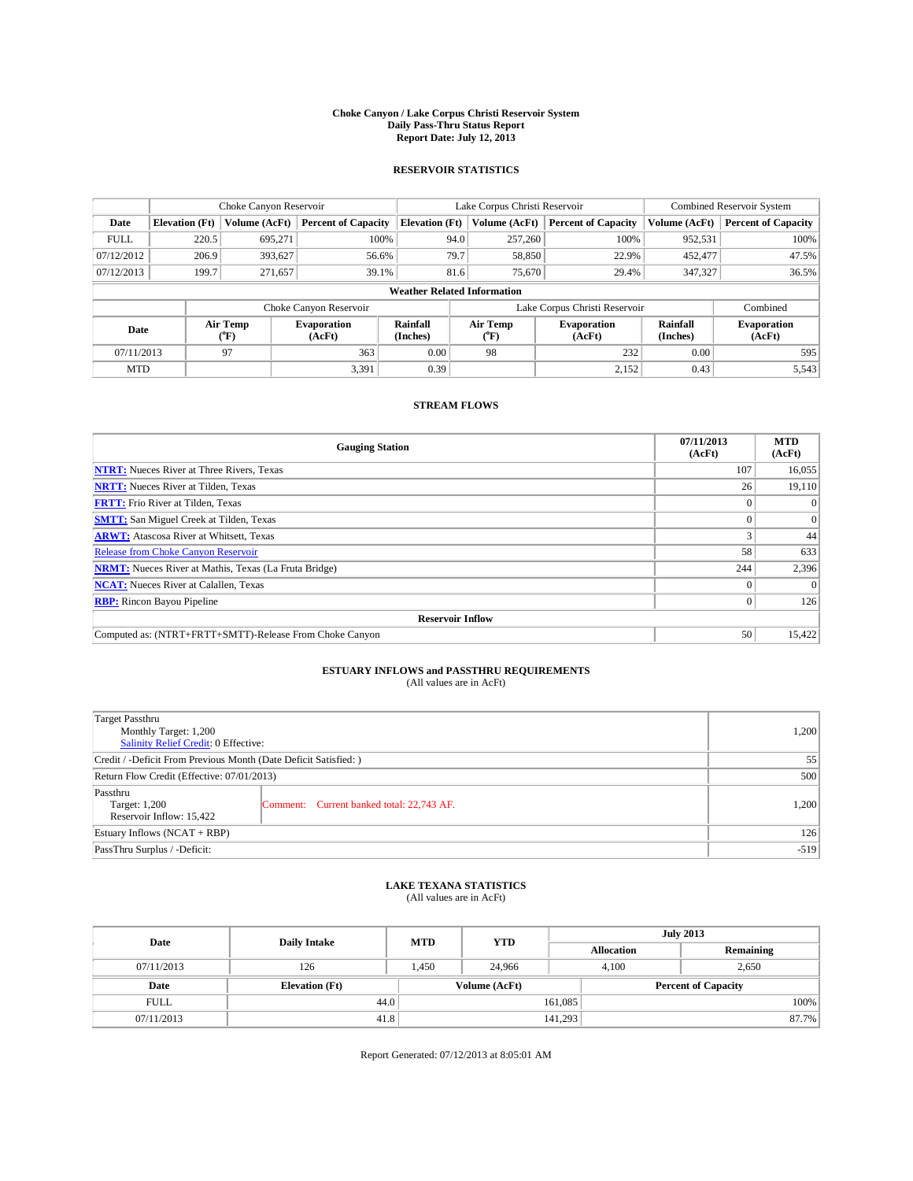**Choke Canyon / Lake Corpus Christi Reservoir System**
**Daily Pass-Thru Status Report**
**Report Date: July 12, 2013**

## RESERVOIR STATISTICS

| | Choke Canyon Reservoir | | | Lake Corpus Christi Reservoir | | | Combined Reservoir System | |
|---|---|---|---|---|---|---|---|---|
| **Date** | **Elevation (Ft)** | **Volume (AcFt)** | **Percent of Capacity** | **Elevation (Ft)** | **Volume (AcFt)** | **Percent of Capacity** | **Volume (AcFt)** | **Percent of Capacity** |
| FULL | 220.5 | 695,271 | 100% | 94.0 | 257,260 | 100% | 952,531 | 100% |
| 07/12/2012 | 206.9 | 393,627 | 56.6% | 79.7 | 58,850 | 22.9% | 452,477 | 47.5% |
| 07/12/2013 | 199.7 | 271,657 | 39.1% | 81.6 | 75,670 | 29.4% | 347,327 | 36.5% |

**Weather Related Information**

| | Choke Canyon Reservoir | | | Lake Corpus Christi Reservoir | | | Combined |
|---|---|---|---|---|---|---|---|
| **Date** | **Air Temp (°F)** | **Evaporation (AcFt)** | **Rainfall (Inches)** | **Air Temp (°F)** | **Evaporation (AcFt)** | **Rainfall (Inches)** | **Evaporation (AcFt)** |
| 07/11/2013 | 97 | 363 | 0.00 | 98 | 232 | 0.00 | 595 |
| MTD | | 3,391 | 0.39 | | 2,152 | 0.43 | 5,543 |

## STREAM FLOWS

| Gauging Station | 07/11/2013 (AcFt) | MTD (AcFt) |
|---|---|---|
| **NTRT:** Nueces River at Three Rivers, Texas | 107 | 16,055 |
| **NRTT:** Nueces River at Tilden, Texas | 26 | 19,110 |
| **FRTT:** Frio River at Tilden, Texas | 0 | 0 |
| **SMTT:** San Miguel Creek at Tilden, Texas | 0 | 0 |
| **ARWT:** Atascosa River at Whitsett, Texas | 3 | 44 |
| Release from Choke Canyon Reservoir | 58 | 633 |
| **NRMT:** Nueces River at Mathis, Texas (La Fruta Bridge) | 244 | 2,396 |
| **NCAT:** Nueces River at Calallen, Texas | 0 | 0 |
| **RBP:** Rincon Bayou Pipeline | 0 | 126 |
| **Reservoir Inflow** | | |
| Computed as: (NTRT+FRTT+SMTT)-Release From Choke Canyon | 50 | 15,422 |

## ESTUARY INFLOWS and PASSTHRU REQUIREMENTS
(All values are in AcFt)

| | | |
|---|---|---|
| Target Passthru<br>Monthly Target: 1,200<br>Salinity Relief Credit: 0 Effective: | | 1,200 |
| Credit / -Deficit From Previous Month (Date Deficit Satisfied: ) | | 55 |
| Return Flow Credit (Effective: 07/01/2013) | | 500 |
| Passthru<br>Target: 1,200<br>Reservoir Inflow: 15,422 | Comment: Current banked total: 22,743 AF. | 1,200 |
| Estuary Inflows (NCAT + RBP) | | 126 |
| PassThru Surplus / -Deficit: | | -519 |

## LAKE TEXANA STATISTICS
(All values are in AcFt)

| Date | Daily Intake | MTD | YTD | July 2013 Allocation | July 2013 Remaining |
|---|---|---|---|---|---|
| 07/11/2013 | 126 | 1,450 | 24,966 | 4,100 | 2,650 |

| Date | Elevation (Ft) | Volume (AcFt) | Percent of Capacity |
|---|---|---|---|
| FULL | 44.0 | 161,085 | 100% |
| 07/11/2013 | 41.8 | 141,293 | 87.7% |

Report Generated: 07/12/2013 at 8:05:01 AM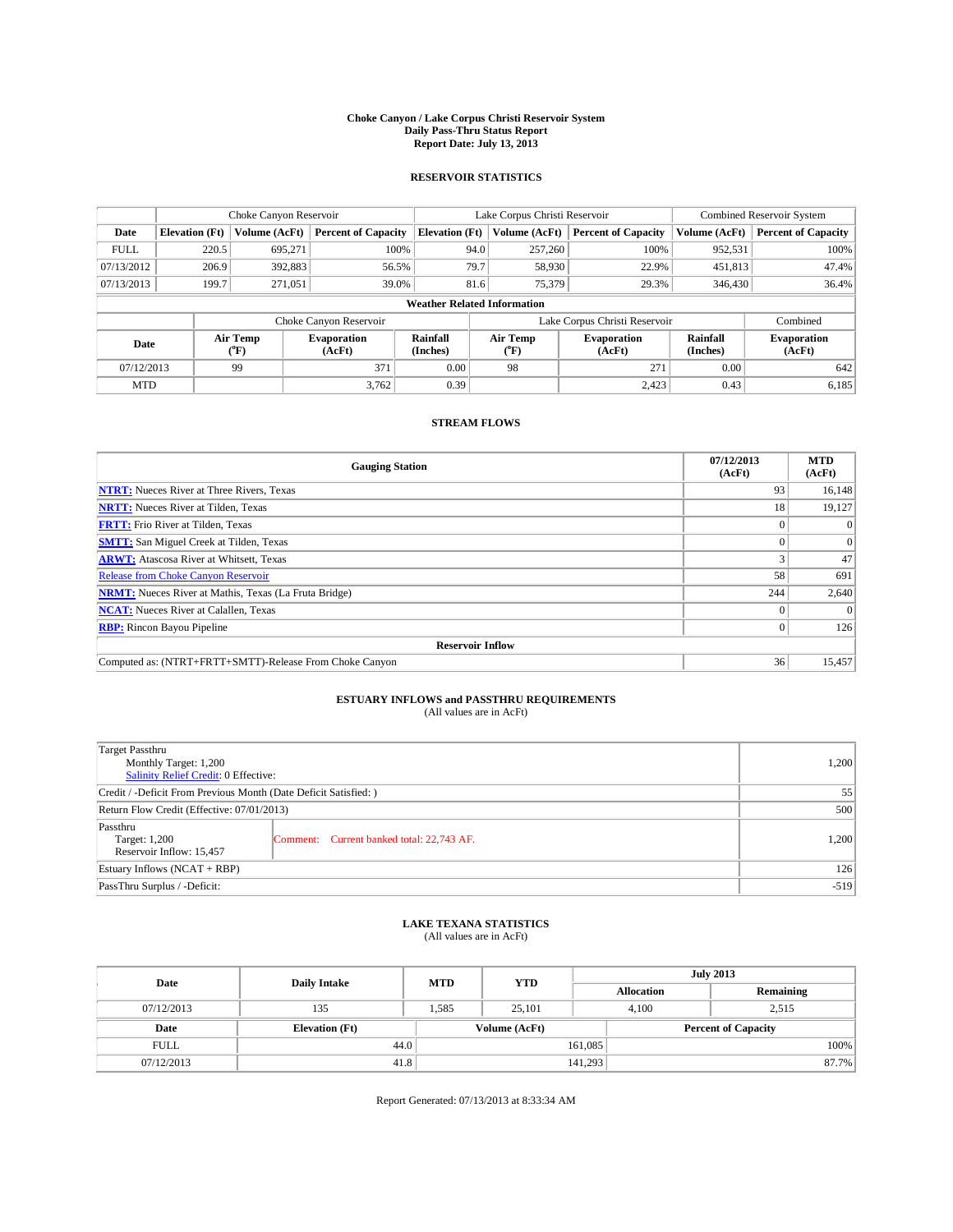# Choke Canyon / Lake Corpus Christi Reservoir System
## Daily Pass-Thru Status Report
## Report Date: July 13, 2013

### RESERVOIR STATISTICS

| | Choke Canyon Reservoir | | | Lake Corpus Christi Reservoir | | | Combined Reservoir System | |
|---|---|---|---|---|---|---|---|---|
| Date | Elevation (Ft) | Volume (AcFt) | Percent of Capacity | Elevation (Ft) | Volume (AcFt) | Percent of Capacity | Volume (AcFt) | Percent of Capacity |
| FULL | 220.5 | 695,271 | 100% | 94.0 | 257,260 | 100% | 952,531 | 100% |
| 07/13/2012 | 206.9 | 392,883 | 56.5% | 79.7 | 58,930 | 22.9% | 451,813 | 47.4% |
| 07/13/2013 | 199.7 | 271,051 | 39.0% | 81.6 | 75,379 | 29.3% | 346,430 | 36.4% |

**Weather Related Information**

| | Choke Canyon Reservoir | | | Lake Corpus Christi Reservoir | | | Combined |
|---|---|---|---|---|---|---|---|
| Date | Air Temp (°F) | Evaporation (AcFt) | Rainfall (Inches) | Air Temp (°F) | Evaporation (AcFt) | Rainfall (Inches) | Evaporation (AcFt) |
| 07/12/2013 | 99 | 371 | 0.00 | 98 | 271 | 0.00 | 642 |
| MTD | | 3,762 | 0.39 | | 2,423 | 0.43 | 6,185 |

### STREAM FLOWS

| Gauging Station | 07/12/2013 (AcFt) | MTD (AcFt) |
|---|---|---|
| **NTRT:** Nueces River at Three Rivers, Texas | 93 | 16,148 |
| **NRTT:** Nueces River at Tilden, Texas | 18 | 19,127 |
| **FRTT:** Frio River at Tilden, Texas | 0 | 0 |
| **SMTT:** San Miguel Creek at Tilden, Texas | 0 | 0 |
| **ARWT:** Atascosa River at Whitsett, Texas | 3 | 47 |
| Release from Choke Canyon Reservoir | 58 | 691 |
| **NRMT:** Nueces River at Mathis, Texas (La Fruta Bridge) | 244 | 2,640 |
| **NCAT:** Nueces River at Calallen, Texas | 0 | 0 |
| **RBP:** Rincon Bayou Pipeline | 0 | 126 |
| **Reservoir Inflow** | | |
| Computed as: (NTRT+FRTT+SMTT)-Release From Choke Canyon | 36 | 15,457 |

### ESTUARY INFLOWS and PASSTHRU REQUIREMENTS
(All values are in AcFt)

| | | |
|---|---|---|
| Target Passthru<br>Monthly Target: 1,200<br>Salinity Relief Credit: 0 Effective: | | 1,200 |
| Credit / -Deficit From Previous Month (Date Deficit Satisfied: ) | | 55 |
| Return Flow Credit (Effective: 07/01/2013) | | 500 |
| Passthru<br>Target: 1,200<br>Reservoir Inflow: 15,457 | Comment: Current banked total: 22,743 AF. | 1,200 |
| Estuary Inflows (NCAT + RBP) | | 126 |
| PassThru Surplus / -Deficit: | | -519 |

### LAKE TEXANA STATISTICS
(All values are in AcFt)

| Date | Daily Intake | MTD | YTD | July 2013 Allocation | July 2013 Remaining |
|---|---|---|---|---|---|
| 07/12/2013 | 135 | 1,585 | 25,101 | 4,100 | 2,515 |

| Date | Elevation (Ft) | Volume (AcFt) | Percent of Capacity |
|---|---|---|---|
| FULL | 44.0 | 161,085 | 100% |
| 07/12/2013 | 41.8 | 141,293 | 87.7% |

Report Generated: 07/13/2013 at 8:33:34 AM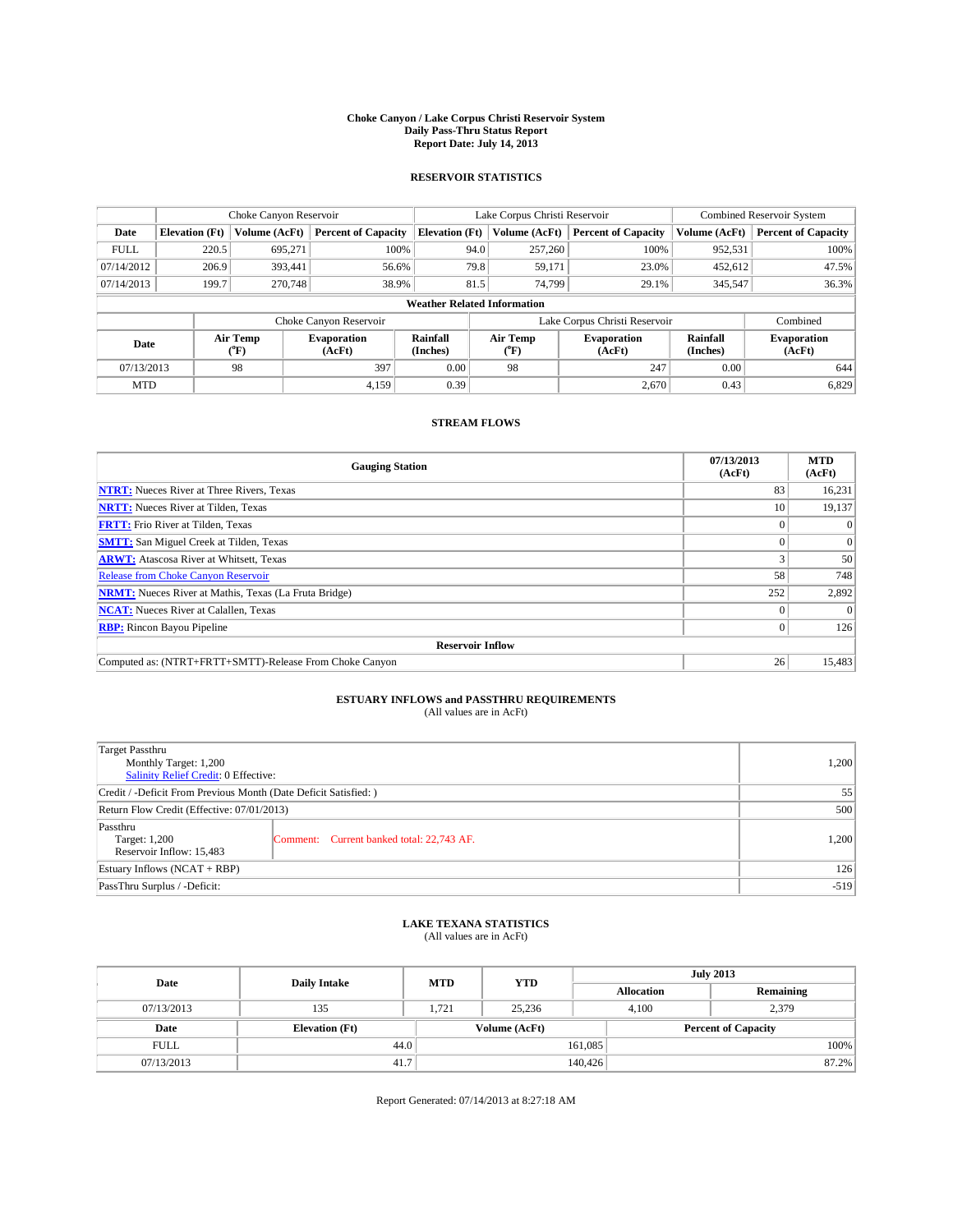**Choke Canyon / Lake Corpus Christi Reservoir System**
**Daily Pass-Thru Status Report**
**Report Date: July 14, 2013**

## RESERVOIR STATISTICS

| | Choke Canyon Reservoir | | | Lake Corpus Christi Reservoir | | | Combined Reservoir System | |
|---|---|---|---|---|---|---|---|---|
| Date | Elevation (Ft) | Volume (AcFt) | Percent of Capacity | Elevation (Ft) | Volume (AcFt) | Percent of Capacity | Volume (AcFt) | Percent of Capacity |
| FULL | 220.5 | 695,271 | 100% | 94.0 | 257,260 | 100% | 952,531 | 100% |
| 07/14/2012 | 206.9 | 393,441 | 56.6% | 79.8 | 59,171 | 23.0% | 452,612 | 47.5% |
| 07/14/2013 | 199.7 | 270,748 | 38.9% | 81.5 | 74,799 | 29.1% | 345,547 | 36.3% |

**Weather Related Information**

| | Choke Canyon Reservoir | | | Lake Corpus Christi Reservoir | | | Combined |
|---|---|---|---|---|---|---|---|
| Date | Air Temp (°F) | Evaporation (AcFt) | Rainfall (Inches) | Air Temp (°F) | Evaporation (AcFt) | Rainfall (Inches) | Evaporation (AcFt) |
| 07/13/2013 | 98 | 397 | 0.00 | 98 | 247 | 0.00 | 644 |
| MTD | | 4,159 | 0.39 | | 2,670 | 0.43 | 6,829 |

## STREAM FLOWS

| Gauging Station | 07/13/2013 (AcFt) | MTD (AcFt) |
|---|---|---|
| NTRT: Nueces River at Three Rivers, Texas | 83 | 16,231 |
| NRTT: Nueces River at Tilden, Texas | 10 | 19,137 |
| FRTT: Frio River at Tilden, Texas | 0 | 0 |
| SMTT: San Miguel Creek at Tilden, Texas | 0 | 0 |
| ARWT: Atascosa River at Whitsett, Texas | 3 | 50 |
| Release from Choke Canyon Reservoir | 58 | 748 |
| NRMT: Nueces River at Mathis, Texas (La Fruta Bridge) | 252 | 2,892 |
| NCAT: Nueces River at Calallen, Texas | 0 | 0 |
| RBP: Rincon Bayou Pipeline | 0 | 126 |
| **Reservoir Inflow** | | |
| Computed as: (NTRT+FRTT+SMTT)-Release From Choke Canyon | 26 | 15,483 |

## ESTUARY INFLOWS and PASSTHRU REQUIREMENTS
(All values are in AcFt)

| | | |
|---|---|---|
| Target Passthru<br>Monthly Target: 1,200<br>Salinity Relief Credit: 0 Effective: | | 1,200 |
| Credit / -Deficit From Previous Month (Date Deficit Satisfied: ) | | 55 |
| Return Flow Credit (Effective: 07/01/2013) | | 500 |
| Passthru<br>Target: 1,200<br>Reservoir Inflow: 15,483 | Comment: Current banked total: 22,743 AF. | 1,200 |
| Estuary Inflows (NCAT + RBP) | | 126 |
| PassThru Surplus / -Deficit: | | -519 |

## LAKE TEXANA STATISTICS
(All values are in AcFt)

| Date | Daily Intake | MTD | YTD | July 2013 Allocation | July 2013 Remaining |
|---|---|---|---|---|---|
| 07/13/2013 | 135 | 1,721 | 25,236 | 4,100 | 2,379 |

| Date | Elevation (Ft) | Volume (AcFt) | Percent of Capacity |
|---|---|---|---|
| FULL | 44.0 | 161,085 | 100% |
| 07/13/2013 | 41.7 | 140,426 | 87.2% |

Report Generated: 07/14/2013 at 8:27:18 AM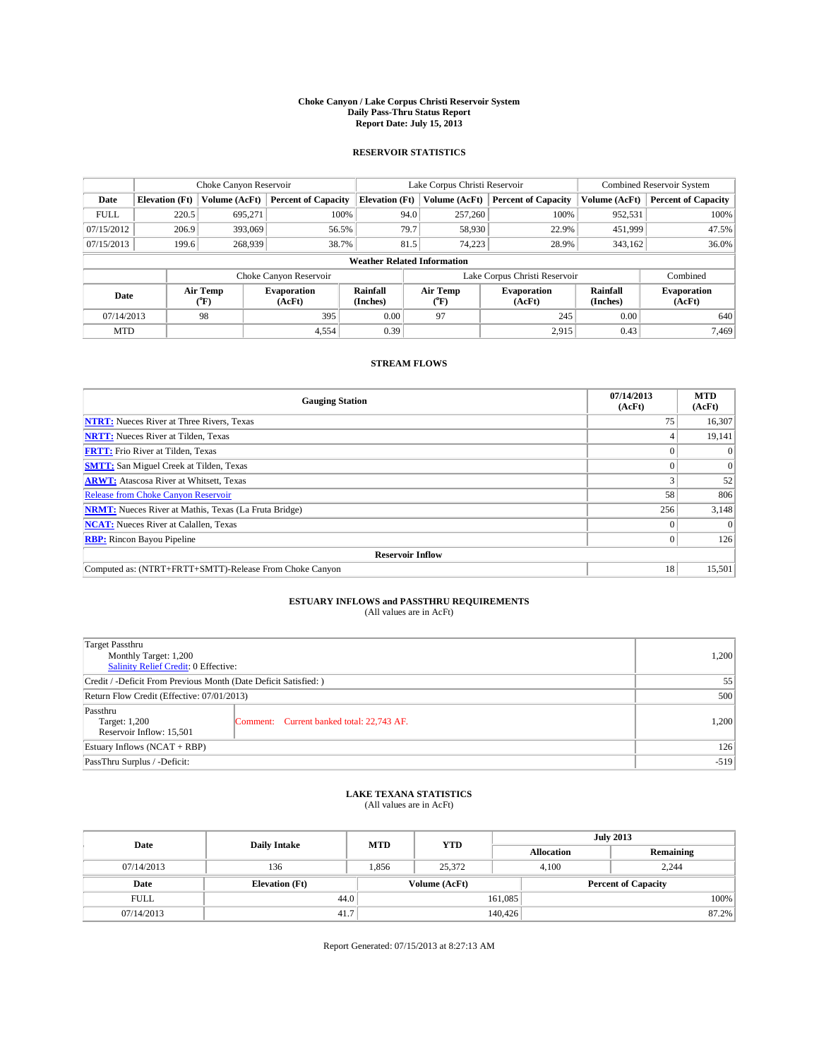# Choke Canyon / Lake Corpus Christi Reservoir System
## Daily Pass-Thru Status Report
## Report Date: July 15, 2013

### RESERVOIR STATISTICS

| | Choke Canyon Reservoir | | | Lake Corpus Christi Reservoir | | | Combined Reservoir System | |
|---|---|---|---|---|---|---|---|---|
| Date | Elevation (Ft) | Volume (AcFt) | Percent of Capacity | Elevation (Ft) | Volume (AcFt) | Percent of Capacity | Volume (AcFt) | Percent of Capacity |
| FULL | 220.5 | 695,271 | 100% | 94.0 | 257,260 | 100% | 952,531 | 100% |
| 07/15/2012 | 206.9 | 393,069 | 56.5% | 79.7 | 58,930 | 22.9% | 451,999 | 47.5% |
| 07/15/2013 | 199.6 | 268,939 | 38.7% | 81.5 | 74,223 | 28.9% | 343,162 | 36.0% |

**Weather Related Information**

| | Choke Canyon Reservoir | | | Lake Corpus Christi Reservoir | | | Combined |
|---|---|---|---|---|---|---|---|
| Date | Air Temp (°F) | Evaporation (AcFt) | Rainfall (Inches) | Air Temp (°F) | Evaporation (AcFt) | Rainfall (Inches) | Evaporation (AcFt) |
| 07/14/2013 | 98 | 395 | 0.00 | 97 | 245 | 0.00 | 640 |
| MTD | | 4,554 | 0.39 | | 2,915 | 0.43 | 7,469 |

### STREAM FLOWS

| Gauging Station | 07/14/2013 (AcFt) | MTD (AcFt) |
|---|---|---|
| NTRT: Nueces River at Three Rivers, Texas | 75 | 16,307 |
| NRTT: Nueces River at Tilden, Texas | 4 | 19,141 |
| FRTT: Frio River at Tilden, Texas | 0 | 0 |
| SMTT: San Miguel Creek at Tilden, Texas | 0 | 0 |
| ARWT: Atascosa River at Whitsett, Texas | 3 | 52 |
| Release from Choke Canyon Reservoir | 58 | 806 |
| NRMT: Nueces River at Mathis, Texas (La Fruta Bridge) | 256 | 3,148 |
| NCAT: Nueces River at Calallen, Texas | 0 | 0 |
| RBP: Rincon Bayou Pipeline | 0 | 126 |
| **Reservoir Inflow** | | |
| Computed as: (NTRT+FRTT+SMTT)-Release From Choke Canyon | 18 | 15,501 |

### ESTUARY INFLOWS and PASSTHRU REQUIREMENTS
(All values are in AcFt)

| | | |
|---|---|---|
| Target Passthru<br>Monthly Target: 1,200<br>Salinity Relief Credit: 0 Effective: | | 1,200 |
| Credit / -Deficit From Previous Month (Date Deficit Satisfied: ) | | 55 |
| Return Flow Credit (Effective: 07/01/2013) | | 500 |
| Passthru<br>Target: 1,200<br>Reservoir Inflow: 15,501 | Comment: Current banked total: 22,743 AF. | 1,200 |
| Estuary Inflows (NCAT + RBP) | | 126 |
| PassThru Surplus / -Deficit: | | -519 |

### LAKE TEXANA STATISTICS
(All values are in AcFt)

| Date | Daily Intake | MTD | YTD | July 2013 Allocation | July 2013 Remaining |
|---|---|---|---|---|---|
| 07/14/2013 | 136 | 1,856 | 25,372 | 4,100 | 2,244 |

| Date | Elevation (Ft) | Volume (AcFt) | Percent of Capacity |
|---|---|---|---|
| FULL | 44.0 | 161,085 | 100% |
| 07/14/2013 | 41.7 | 140,426 | 87.2% |

Report Generated: 07/15/2013 at 8:27:13 AM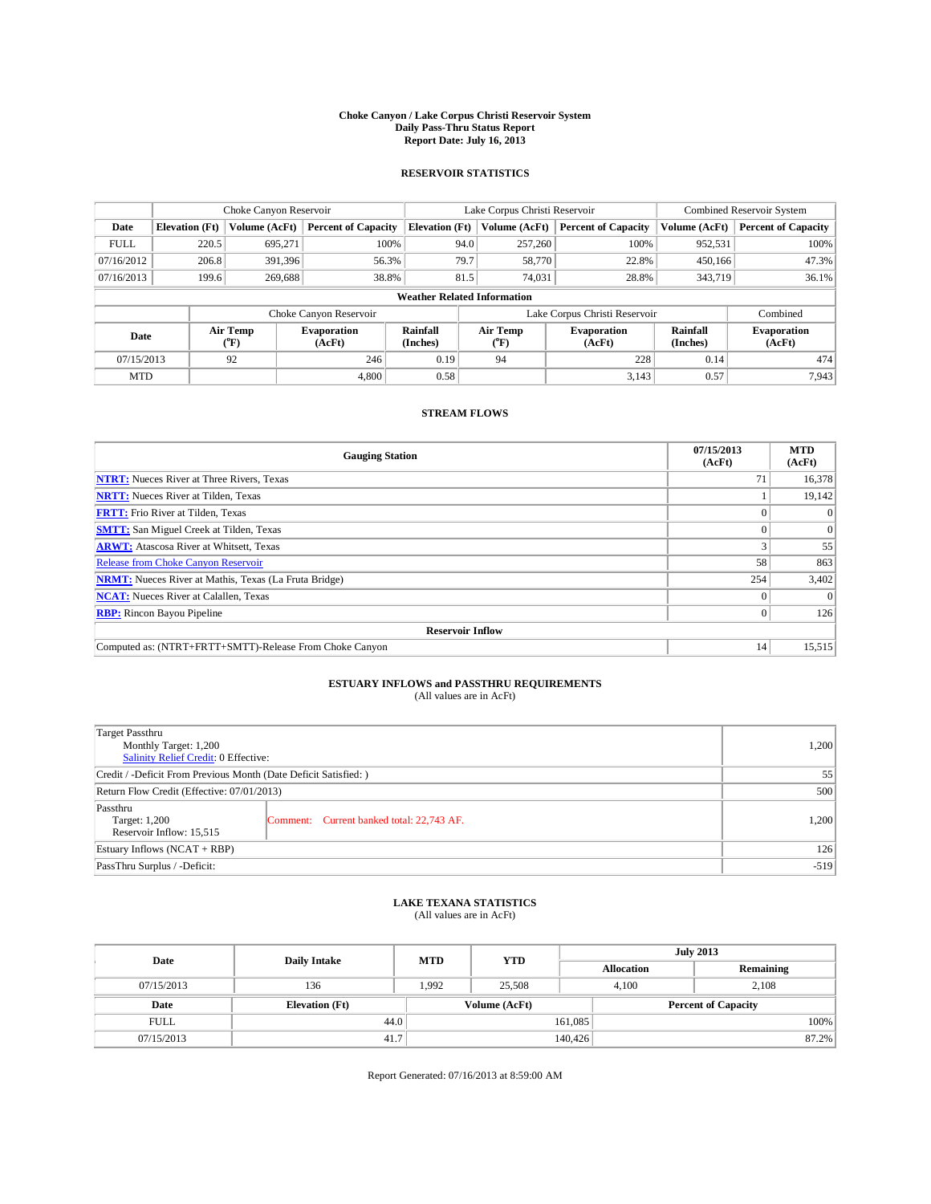# Choke Canyon / Lake Corpus Christi Reservoir System
## Daily Pass-Thru Status Report
### Report Date: July 16, 2013

## RESERVOIR STATISTICS

| | Choke Canyon Reservoir | | | Lake Corpus Christi Reservoir | | | Combined Reservoir System | |
|---|---|---|---|---|---|---|---|---|
| Date | Elevation (Ft) | Volume (AcFt) | Percent of Capacity | Elevation (Ft) | Volume (AcFt) | Percent of Capacity | Volume (AcFt) | Percent of Capacity |
| FULL | 220.5 | 695,271 | 100% | 94.0 | 257,260 | 100% | 952,531 | 100% |
| 07/16/2012 | 206.8 | 391,396 | 56.3% | 79.7 | 58,770 | 22.8% | 450,166 | 47.3% |
| 07/16/2013 | 199.6 | 269,688 | 38.8% | 81.5 | 74,031 | 28.8% | 343,719 | 36.1% |

**Weather Related Information**

| | Choke Canyon Reservoir | | | Lake Corpus Christi Reservoir | | | Combined |
|---|---|---|---|---|---|---|---|
| Date | Air Temp (°F) | Evaporation (AcFt) | Rainfall (Inches) | Air Temp (°F) | Evaporation (AcFt) | Rainfall (Inches) | Evaporation (AcFt) |
| 07/15/2013 | 92 | 246 | 0.19 | 94 | 228 | 0.14 | 474 |
| MTD | | 4,800 | 0.58 | | 3,143 | 0.57 | 7,943 |

## STREAM FLOWS

| Gauging Station | 07/15/2013 (AcFt) | MTD (AcFt) |
|---|---|---|
| **NTRT:** Nueces River at Three Rivers, Texas | 71 | 16,378 |
| **NRTT:** Nueces River at Tilden, Texas | 1 | 19,142 |
| **FRTT:** Frio River at Tilden, Texas | 0 | 0 |
| **SMTT:** San Miguel Creek at Tilden, Texas | 0 | 0 |
| **ARWT:** Atascosa River at Whitsett, Texas | 3 | 55 |
| Release from Choke Canyon Reservoir | 58 | 863 |
| **NRMT:** Nueces River at Mathis, Texas (La Fruta Bridge) | 254 | 3,402 |
| **NCAT:** Nueces River at Calallen, Texas | 0 | 0 |
| **RBP:** Rincon Bayou Pipeline | 0 | 126 |
| **Reservoir Inflow** | | |
| Computed as: (NTRT+FRTT+SMTT)-Release From Choke Canyon | 14 | 15,515 |

## ESTUARY INFLOWS and PASSTHRU REQUIREMENTS
(All values are in AcFt)

| | | |
|---|---|---|
| Target Passthru<br>Monthly Target: 1,200<br>Salinity Relief Credit: 0 Effective: | | 1,200 |
| Credit / -Deficit From Previous Month (Date Deficit Satisfied: ) | | 55 |
| Return Flow Credit (Effective: 07/01/2013) | | 500 |
| Passthru<br>Target: 1,200<br>Reservoir Inflow: 15,515 | Comment: Current banked total: 22,743 AF. | 1,200 |
| Estuary Inflows (NCAT + RBP) | | 126 |
| PassThru Surplus / -Deficit: | | -519 |

## LAKE TEXANA STATISTICS
(All values are in AcFt)

| Date | Daily Intake | MTD | YTD | July 2013 Allocation | July 2013 Remaining |
|---|---|---|---|---|---|
| 07/15/2013 | 136 | 1,992 | 25,508 | 4,100 | 2,108 |

| Date | Elevation (Ft) | Volume (AcFt) | Percent of Capacity |
|---|---|---|---|
| FULL | 44.0 | 161,085 | 100% |
| 07/15/2013 | 41.7 | 140,426 | 87.2% |

Report Generated: 07/16/2013 at 8:59:00 AM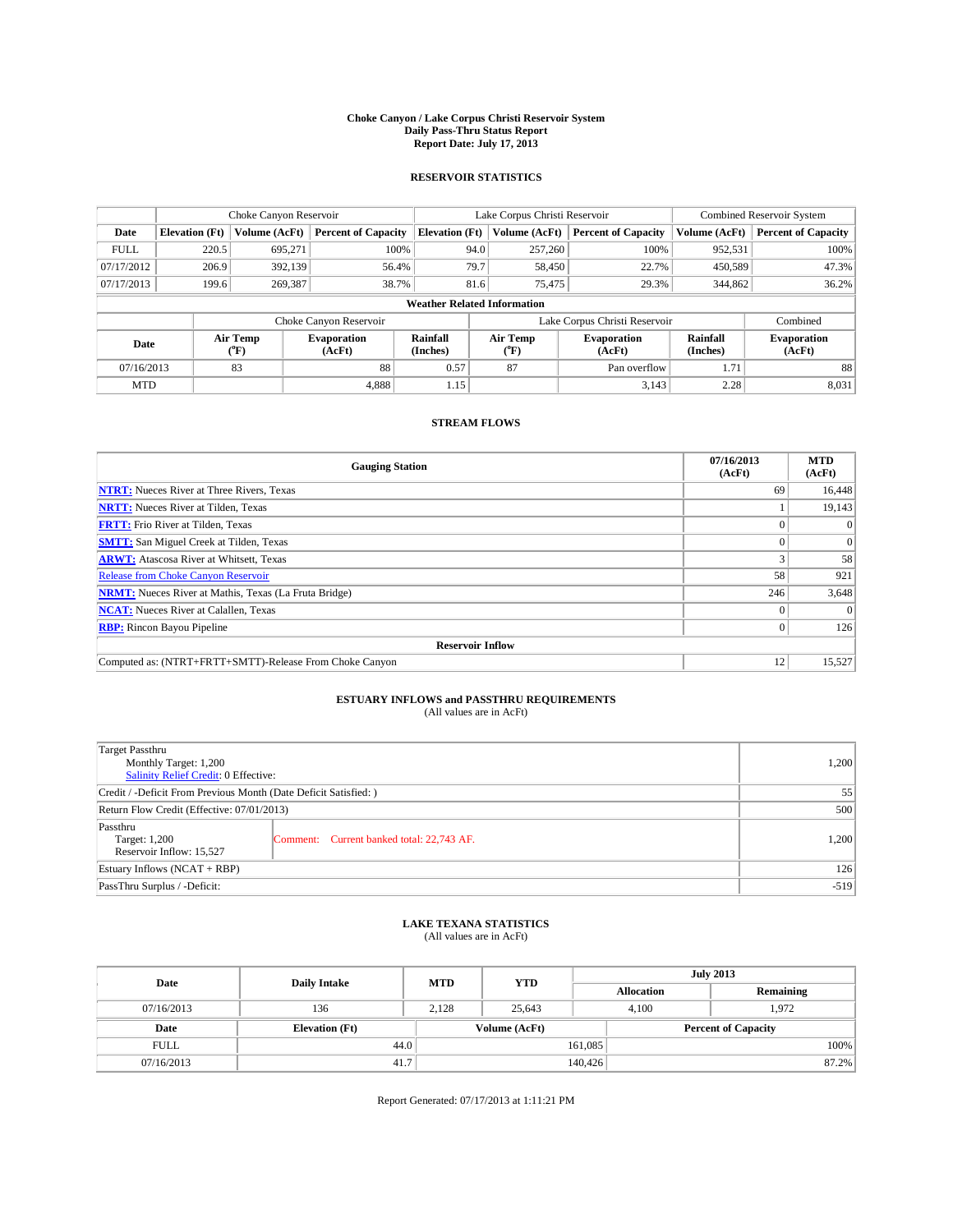# Choke Canyon / Lake Corpus Christi Reservoir System
## Daily Pass-Thru Status Report
### Report Date: July 17, 2013

## RESERVOIR STATISTICS

| | Choke Canyon Reservoir | | | Lake Corpus Christi Reservoir | | | Combined Reservoir System | |
|---|---|---|---|---|---|---|---|---|
| Date | Elevation (Ft) | Volume (AcFt) | Percent of Capacity | Elevation (Ft) | Volume (AcFt) | Percent of Capacity | Volume (AcFt) | Percent of Capacity |
| FULL | 220.5 | 695,271 | 100% | 94.0 | 257,260 | 100% | 952,531 | 100% |
| 07/17/2012 | 206.9 | 392,139 | 56.4% | 79.7 | 58,450 | 22.7% | 450,589 | 47.3% |
| 07/17/2013 | 199.6 | 269,387 | 38.7% | 81.6 | 75,475 | 29.3% | 344,862 | 36.2% |

**Weather Related Information**

| | Choke Canyon Reservoir | | | Lake Corpus Christi Reservoir | | | Combined |
|---|---|---|---|---|---|---|---|
| Date | Air Temp (°F) | Evaporation (AcFt) | Rainfall (Inches) | Air Temp (°F) | Evaporation (AcFt) | Rainfall (Inches) | Evaporation (AcFt) |
| 07/16/2013 | 83 | 88 | 0.57 | 87 | Pan overflow | 1.71 | 88 |
| MTD | | 4,888 | 1.15 | | 3,143 | 2.28 | 8,031 |

## STREAM FLOWS

| Gauging Station | 07/16/2013 (AcFt) | MTD (AcFt) |
|---|---|---|
| NTRT: Nueces River at Three Rivers, Texas | 69 | 16,448 |
| NRTT: Nueces River at Tilden, Texas | 1 | 19,143 |
| FRTT: Frio River at Tilden, Texas | 0 | 0 |
| SMTT: San Miguel Creek at Tilden, Texas | 0 | 0 |
| ARWT: Atascosa River at Whitsett, Texas | 3 | 58 |
| Release from Choke Canyon Reservoir | 58 | 921 |
| NRMT: Nueces River at Mathis, Texas (La Fruta Bridge) | 246 | 3,648 |
| NCAT: Nueces River at Calallen, Texas | 0 | 0 |
| RBP: Rincon Bayou Pipeline | 0 | 126 |
| **Reservoir Inflow** | | |
| Computed as: (NTRT+FRTT+SMTT)-Release From Choke Canyon | 12 | 15,527 |

## ESTUARY INFLOWS and PASSTHRU REQUIREMENTS
(All values are in AcFt)

| | | |
|---|---|---|
| Target Passthru<br>Monthly Target: 1,200<br>Salinity Relief Credit: 0 Effective: | | 1,200 |
| Credit / -Deficit From Previous Month (Date Deficit Satisfied: ) | | 55 |
| Return Flow Credit (Effective: 07/01/2013) | | 500 |
| Passthru<br>Target: 1,200<br>Reservoir Inflow: 15,527 | Comment: Current banked total: 22,743 AF. | 1,200 |
| Estuary Inflows (NCAT + RBP) | | 126 |
| PassThru Surplus / -Deficit: | | -519 |

## LAKE TEXANA STATISTICS
(All values are in AcFt)

| Date | Daily Intake | MTD | YTD | July 2013 Allocation | July 2013 Remaining |
|---|---|---|---|---|---|
| 07/16/2013 | 136 | 2,128 | 25,643 | 4,100 | 1,972 |

| Date | Elevation (Ft) | Volume (AcFt) | Percent of Capacity |
|---|---|---|---|
| FULL | 44.0 | 161,085 | 100% |
| 07/16/2013 | 41.7 | 140,426 | 87.2% |

Report Generated: 07/17/2013 at 1:11:21 PM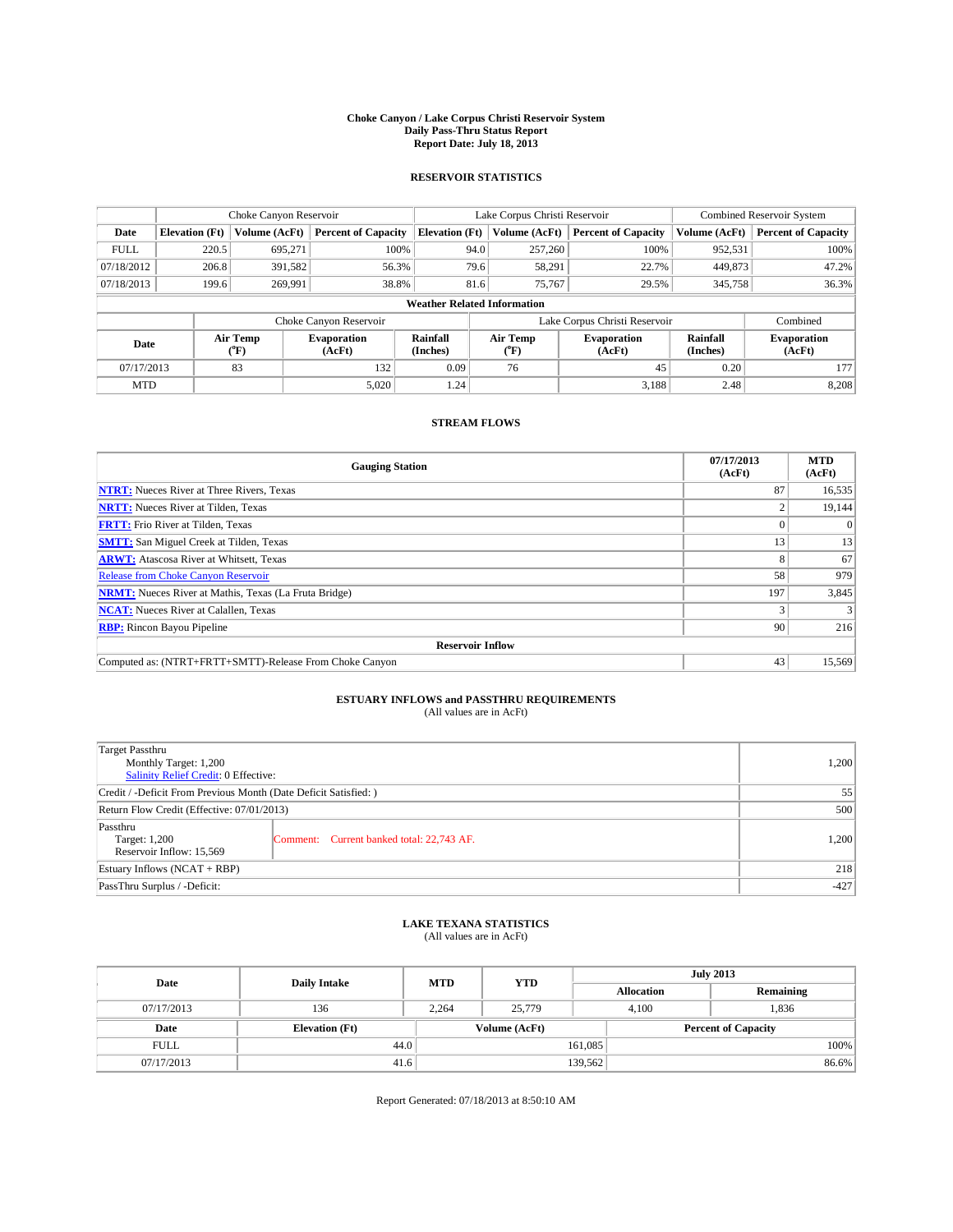**Choke Canyon / Lake Corpus Christi Reservoir System**
**Daily Pass-Thru Status Report**
**Report Date: July 18, 2013**

## RESERVOIR STATISTICS

| | Choke Canyon Reservoir | | | Lake Corpus Christi Reservoir | | | Combined Reservoir System | |
|---|---|---|---|---|---|---|---|---|
| **Date** | **Elevation (Ft)** | **Volume (AcFt)** | **Percent of Capacity** | **Elevation (Ft)** | **Volume (AcFt)** | **Percent of Capacity** | **Volume (AcFt)** | **Percent of Capacity** |
| FULL | 220.5 | 695,271 | 100% | 94.0 | 257,260 | 100% | 952,531 | 100% |
| 07/18/2012 | 206.8 | 391,582 | 56.3% | 79.6 | 58,291 | 22.7% | 449,873 | 47.2% |
| 07/18/2013 | 199.6 | 269,991 | 38.8% | 81.6 | 75,767 | 29.5% | 345,758 | 36.3% |

**Weather Related Information**

| | Choke Canyon Reservoir | | | Lake Corpus Christi Reservoir | | | Combined |
|---|---|---|---|---|---|---|---|
| **Date** | **Air Temp (°F)** | **Evaporation (AcFt)** | **Rainfall (Inches)** | **Air Temp (°F)** | **Evaporation (AcFt)** | **Rainfall (Inches)** | **Evaporation (AcFt)** |
| 07/17/2013 | 83 | 132 | 0.09 | 76 | 45 | 0.20 | 177 |
| MTD | | 5,020 | 1.24 | | 3,188 | 2.48 | 8,208 |

## STREAM FLOWS

| Gauging Station | 07/17/2013 (AcFt) | MTD (AcFt) |
|---|---|---|
| **NTRT:** Nueces River at Three Rivers, Texas | 87 | 16,535 |
| **NRTT:** Nueces River at Tilden, Texas | 2 | 19,144 |
| **FRTT:** Frio River at Tilden, Texas | 0 | 0 |
| **SMTT:** San Miguel Creek at Tilden, Texas | 13 | 13 |
| **ARWT:** Atascosa River at Whitsett, Texas | 8 | 67 |
| Release from Choke Canyon Reservoir | 58 | 979 |
| **NRMT:** Nueces River at Mathis, Texas (La Fruta Bridge) | 197 | 3,845 |
| **NCAT:** Nueces River at Calallen, Texas | 3 | 3 |
| **RBP:** Rincon Bayou Pipeline | 90 | 216 |
| **Reservoir Inflow** | | |
| Computed as: (NTRT+FRTT+SMTT)-Release From Choke Canyon | 43 | 15,569 |

## ESTUARY INFLOWS and PASSTHRU REQUIREMENTS
(All values are in AcFt)

| | | |
|---|---|---|
| Target Passthru<br>Monthly Target: 1,200<br>Salinity Relief Credit: 0 Effective: | | 1,200 |
| Credit / -Deficit From Previous Month (Date Deficit Satisfied: ) | | 55 |
| Return Flow Credit (Effective: 07/01/2013) | | 500 |
| Passthru<br>Target: 1,200<br>Reservoir Inflow: 15,569 | Comment: Current banked total: 22,743 AF. | 1,200 |
| Estuary Inflows (NCAT + RBP) | | 218 |
| PassThru Surplus / -Deficit: | | -427 |

## LAKE TEXANA STATISTICS
(All values are in AcFt)

| Date | Daily Intake | MTD | YTD | July 2013 Allocation | July 2013 Remaining |
|---|---|---|---|---|---|
| 07/17/2013 | 136 | 2,264 | 25,779 | 4,100 | 1,836 |

| Date | Elevation (Ft) | Volume (AcFt) | Percent of Capacity |
|---|---|---|---|
| FULL | 44.0 | 161,085 | 100% |
| 07/17/2013 | 41.6 | 139,562 | 86.6% |

Report Generated: 07/18/2013 at 8:50:10 AM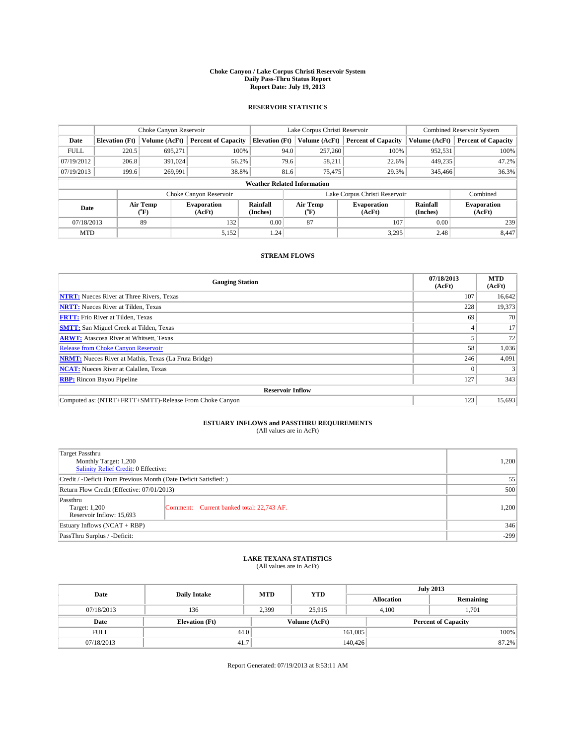# Choke Canyon / Lake Corpus Christi Reservoir System
## Daily Pass-Thru Status Report
### Report Date: July 19, 2013

## RESERVOIR STATISTICS

| | Choke Canyon Reservoir | | | Lake Corpus Christi Reservoir | | | Combined Reservoir System | |
|---|---|---|---|---|---|---|---|---|
| Date | Elevation (Ft) | Volume (AcFt) | Percent of Capacity | Elevation (Ft) | Volume (AcFt) | Percent of Capacity | Volume (AcFt) | Percent of Capacity |
| FULL | 220.5 | 695,271 | 100% | 94.0 | 257,260 | 100% | 952,531 | 100% |
| 07/19/2012 | 206.8 | 391,024 | 56.2% | 79.6 | 58,211 | 22.6% | 449,235 | 47.2% |
| 07/19/2013 | 199.6 | 269,991 | 38.8% | 81.6 | 75,475 | 29.3% | 345,466 | 36.3% |

**Weather Related Information**

| | Choke Canyon Reservoir | | | Lake Corpus Christi Reservoir | | | Combined |
|---|---|---|---|---|---|---|---|
| Date | Air Temp (°F) | Evaporation (AcFt) | Rainfall (Inches) | Air Temp (°F) | Evaporation (AcFt) | Rainfall (Inches) | Evaporation (AcFt) |
| 07/18/2013 | 89 | 132 | 0.00 | 87 | 107 | 0.00 | 239 |
| MTD | | 5,152 | 1.24 | | 3,295 | 2.48 | 8,447 |

## STREAM FLOWS

| Gauging Station | 07/18/2013 (AcFt) | MTD (AcFt) |
|---|---|---|
| NTRT: Nueces River at Three Rivers, Texas | 107 | 16,642 |
| NRTT: Nueces River at Tilden, Texas | 228 | 19,373 |
| FRTT: Frio River at Tilden, Texas | 69 | 70 |
| SMTT: San Miguel Creek at Tilden, Texas | 4 | 17 |
| ARWT: Atascosa River at Whitsett, Texas | 5 | 72 |
| Release from Choke Canyon Reservoir | 58 | 1,036 |
| NRMT: Nueces River at Mathis, Texas (La Fruta Bridge) | 246 | 4,091 |
| NCAT: Nueces River at Calallen, Texas | 0 | 3 |
| RBP: Rincon Bayou Pipeline | 127 | 343 |
| **Reservoir Inflow** | | |
| Computed as: (NTRT+FRTT+SMTT)-Release From Choke Canyon | 123 | 15,693 |

## ESTUARY INFLOWS and PASSTHRU REQUIREMENTS
(All values are in AcFt)

| | | |
|---|---|---|
| Target Passthru<br>Monthly Target: 1,200<br>Salinity Relief Credit: 0 Effective: | | 1,200 |
| Credit / -Deficit From Previous Month (Date Deficit Satisfied: ) | | 55 |
| Return Flow Credit (Effective: 07/01/2013) | | 500 |
| Passthru<br>Target: 1,200<br>Reservoir Inflow: 15,693 | Comment: Current banked total: 22,743 AF. | 1,200 |
| Estuary Inflows (NCAT + RBP) | | 346 |
| PassThru Surplus / -Deficit: | | -299 |

## LAKE TEXANA STATISTICS
(All values are in AcFt)

| Date | Daily Intake | MTD | YTD | July 2013 Allocation | July 2013 Remaining |
|---|---|---|---|---|---|
| 07/18/2013 | 136 | 2,399 | 25,915 | 4,100 | 1,701 |

| Date | Elevation (Ft) | Volume (AcFt) | Percent of Capacity |
|---|---|---|---|
| FULL | 44.0 | 161,085 | 100% |
| 07/18/2013 | 41.7 | 140,426 | 87.2% |

Report Generated: 07/19/2013 at 8:53:11 AM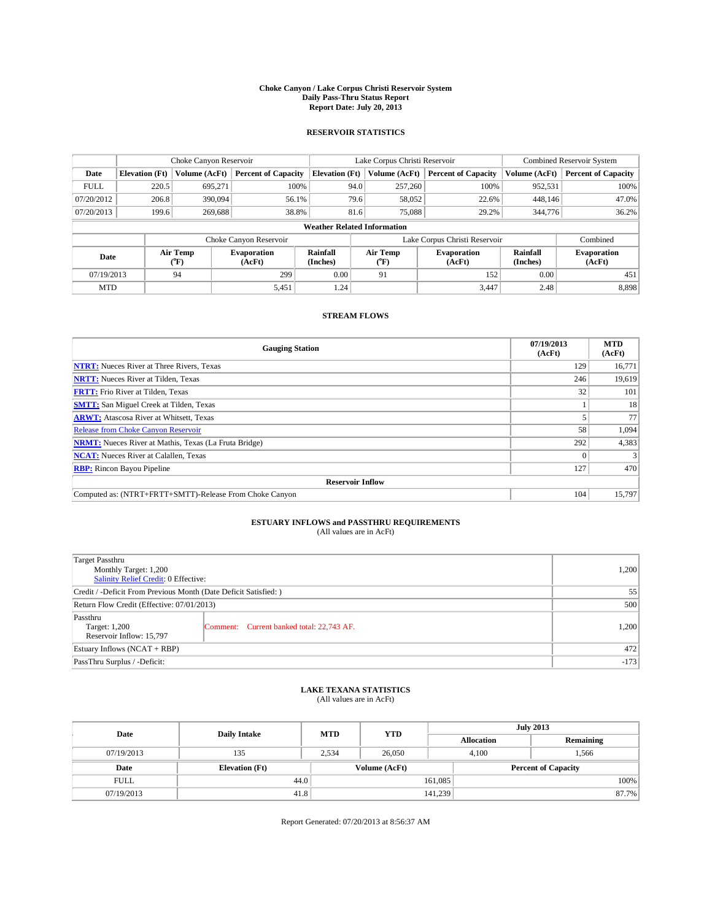# Choke Canyon / Lake Corpus Christi Reservoir System
## Daily Pass-Thru Status Report
### Report Date: July 20, 2013

## RESERVOIR STATISTICS

| | Choke Canyon Reservoir | | | Lake Corpus Christi Reservoir | | | Combined Reservoir System | |
|---|---|---|---|---|---|---|---|---|
| Date | Elevation (Ft) | Volume (AcFt) | Percent of Capacity | Elevation (Ft) | Volume (AcFt) | Percent of Capacity | Volume (AcFt) | Percent of Capacity |
| FULL | 220.5 | 695,271 | 100% | 94.0 | 257,260 | 100% | 952,531 | 100% |
| 07/20/2012 | 206.8 | 390,094 | 56.1% | 79.6 | 58,052 | 22.6% | 448,146 | 47.0% |
| 07/20/2013 | 199.6 | 269,688 | 38.8% | 81.6 | 75,088 | 29.2% | 344,776 | 36.2% |

**Weather Related Information**

| | Choke Canyon Reservoir | | | Lake Corpus Christi Reservoir | | | Combined |
|---|---|---|---|---|---|---|---|
| Date | Air Temp (°F) | Evaporation (AcFt) | Rainfall (Inches) | Air Temp (°F) | Evaporation (AcFt) | Rainfall (Inches) | Evaporation (AcFt) |
| 07/19/2013 | 94 | 299 | 0.00 | 91 | 152 | 0.00 | 451 |
| MTD | | 5,451 | 1.24 | | 3,447 | 2.48 | 8,898 |

## STREAM FLOWS

| Gauging Station | 07/19/2013 (AcFt) | MTD (AcFt) |
|---|---|---|
| **NTRT:** Nueces River at Three Rivers, Texas | 129 | 16,771 |
| **NRTT:** Nueces River at Tilden, Texas | 246 | 19,619 |
| **FRTT:** Frio River at Tilden, Texas | 32 | 101 |
| **SMTT:** San Miguel Creek at Tilden, Texas | 1 | 18 |
| **ARWT:** Atascosa River at Whitsett, Texas | 5 | 77 |
| Release from Choke Canyon Reservoir | 58 | 1,094 |
| **NRMT:** Nueces River at Mathis, Texas (La Fruta Bridge) | 292 | 4,383 |
| **NCAT:** Nueces River at Calallen, Texas | 0 | 3 |
| **RBP:** Rincon Bayou Pipeline | 127 | 470 |
| **Reservoir Inflow** | | |
| Computed as: (NTRT+FRTT+SMTT)-Release From Choke Canyon | 104 | 15,797 |

## ESTUARY INFLOWS and PASSTHRU REQUIREMENTS
(All values are in AcFt)

| | |
|---|---|
| Target Passthru<br>Monthly Target: 1,200<br>Salinity Relief Credit: 0 Effective: | 1,200 |
| Credit / -Deficit From Previous Month (Date Deficit Satisfied: ) | 55 |
| Return Flow Credit (Effective: 07/01/2013) | 500 |
| Passthru<br>Target: 1,200<br>Reservoir Inflow: 15,797 — Comment: Current banked total: 22,743 AF. | 1,200 |
| Estuary Inflows (NCAT + RBP) | 472 |
| PassThru Surplus / -Deficit: | -173 |

## LAKE TEXANA STATISTICS
(All values are in AcFt)

| Date | Daily Intake | MTD | YTD | July 2013 Allocation | July 2013 Remaining |
|---|---|---|---|---|---|
| 07/19/2013 | 135 | 2,534 | 26,050 | 4,100 | 1,566 |

| Date | Elevation (Ft) | Volume (AcFt) | Percent of Capacity |
|---|---|---|---|
| FULL | 44.0 | 161,085 | 100% |
| 07/19/2013 | 41.8 | 141,239 | 87.7% |

Report Generated: 07/20/2013 at 8:56:37 AM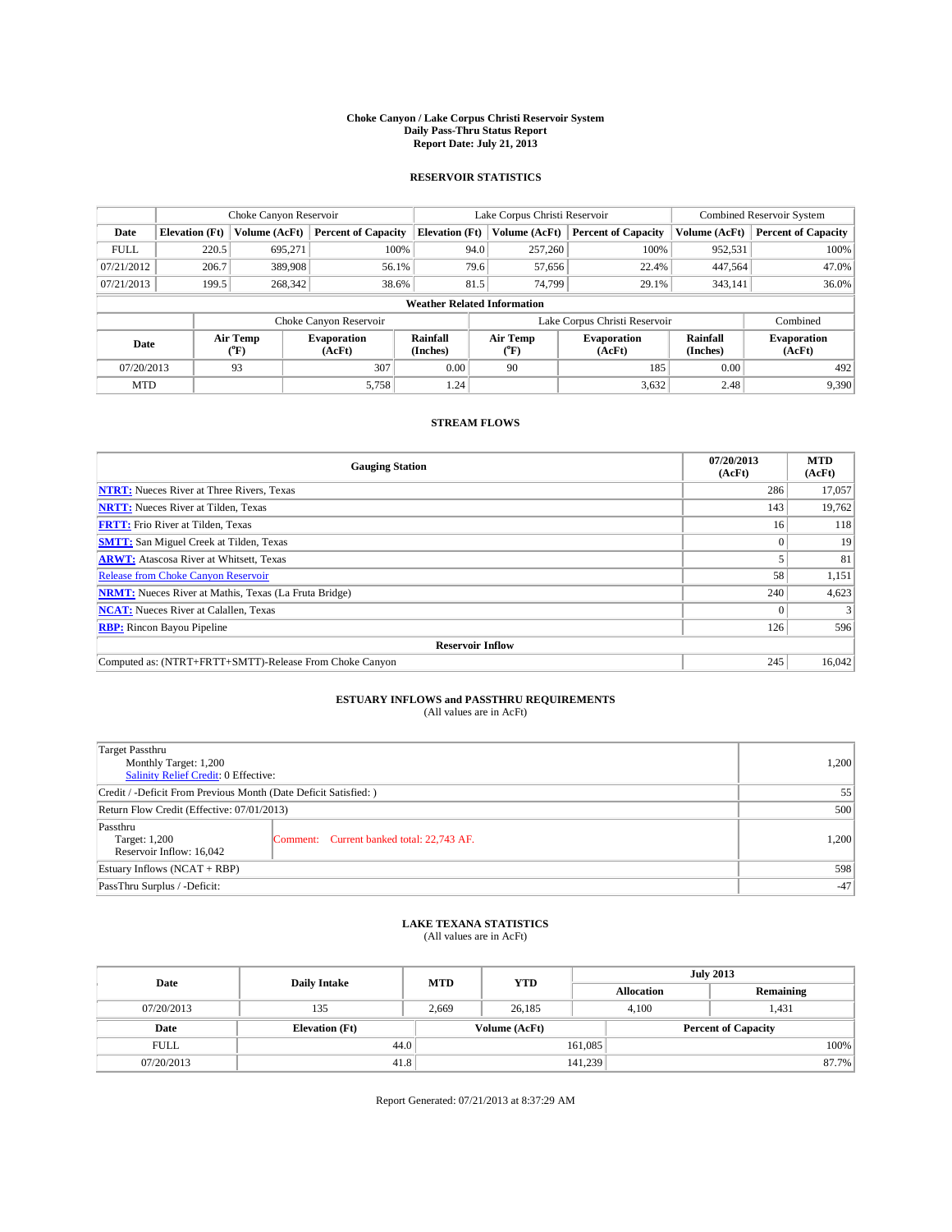**Choke Canyon / Lake Corpus Christi Reservoir System**
**Daily Pass-Thru Status Report**
**Report Date: July 21, 2013**

### RESERVOIR STATISTICS

| | Choke Canyon Reservoir | | | Lake Corpus Christi Reservoir | | | Combined Reservoir System | |
|---|---|---|---|---|---|---|---|---|
| **Date** | **Elevation (Ft)** | **Volume (AcFt)** | **Percent of Capacity** | **Elevation (Ft)** | **Volume (AcFt)** | **Percent of Capacity** | **Volume (AcFt)** | **Percent of Capacity** |
| FULL | 220.5 | 695,271 | 100% | 94.0 | 257,260 | 100% | 952,531 | 100% |
| 07/21/2012 | 206.7 | 389,908 | 56.1% | 79.6 | 57,656 | 22.4% | 447,564 | 47.0% |
| 07/21/2013 | 199.5 | 268,342 | 38.6% | 81.5 | 74,799 | 29.1% | 343,141 | 36.0% |

**Weather Related Information**

| | Choke Canyon Reservoir | | | Lake Corpus Christi Reservoir | | | Combined |
|---|---|---|---|---|---|---|---|
| **Date** | **Air Temp (°F)** | **Evaporation (AcFt)** | **Rainfall (Inches)** | **Air Temp (°F)** | **Evaporation (AcFt)** | **Rainfall (Inches)** | **Evaporation (AcFt)** |
| 07/20/2013 | 93 | 307 | 0.00 | 90 | 185 | 0.00 | 492 |
| MTD | | 5,758 | 1.24 | | 3,632 | 2.48 | 9,390 |

### STREAM FLOWS

| Gauging Station | 07/20/2013 (AcFt) | MTD (AcFt) |
|---|---|---|
| NTRT: Nueces River at Three Rivers, Texas | 286 | 17,057 |
| NRTT: Nueces River at Tilden, Texas | 143 | 19,762 |
| FRTT: Frio River at Tilden, Texas | 16 | 118 |
| SMTT: San Miguel Creek at Tilden, Texas | 0 | 19 |
| ARWT: Atascosa River at Whitsett, Texas | 5 | 81 |
| Release from Choke Canyon Reservoir | 58 | 1,151 |
| NRMT: Nueces River at Mathis, Texas (La Fruta Bridge) | 240 | 4,623 |
| NCAT: Nueces River at Calallen, Texas | 0 | 3 |
| RBP: Rincon Bayou Pipeline | 126 | 596 |
| **Reservoir Inflow** | | |
| Computed as: (NTRT+FRTT+SMTT)-Release From Choke Canyon | 245 | 16,042 |

### ESTUARY INFLOWS and PASSTHRU REQUIREMENTS
(All values are in AcFt)

| | | |
|---|---|---|
| Target Passthru<br>Monthly Target: 1,200<br>Salinity Relief Credit: 0 Effective: | | 1,200 |
| Credit / -Deficit From Previous Month (Date Deficit Satisfied: ) | | 55 |
| Return Flow Credit (Effective: 07/01/2013) | | 500 |
| Passthru<br>Target: 1,200<br>Reservoir Inflow: 16,042 | Comment: Current banked total: 22,743 AF. | 1,200 |
| Estuary Inflows (NCAT + RBP) | | 598 |
| PassThru Surplus / -Deficit: | | -47 |

### LAKE TEXANA STATISTICS
(All values are in AcFt)

| Date | Daily Intake | MTD | YTD | July 2013 Allocation | July 2013 Remaining |
|---|---|---|---|---|---|
| 07/20/2013 | 135 | 2,669 | 26,185 | 4,100 | 1,431 |

| Date | Elevation (Ft) | Volume (AcFt) | Percent of Capacity |
|---|---|---|---|
| FULL | 44.0 | 161,085 | 100% |
| 07/20/2013 | 41.8 | 141,239 | 87.7% |

Report Generated: 07/21/2013 at 8:37:29 AM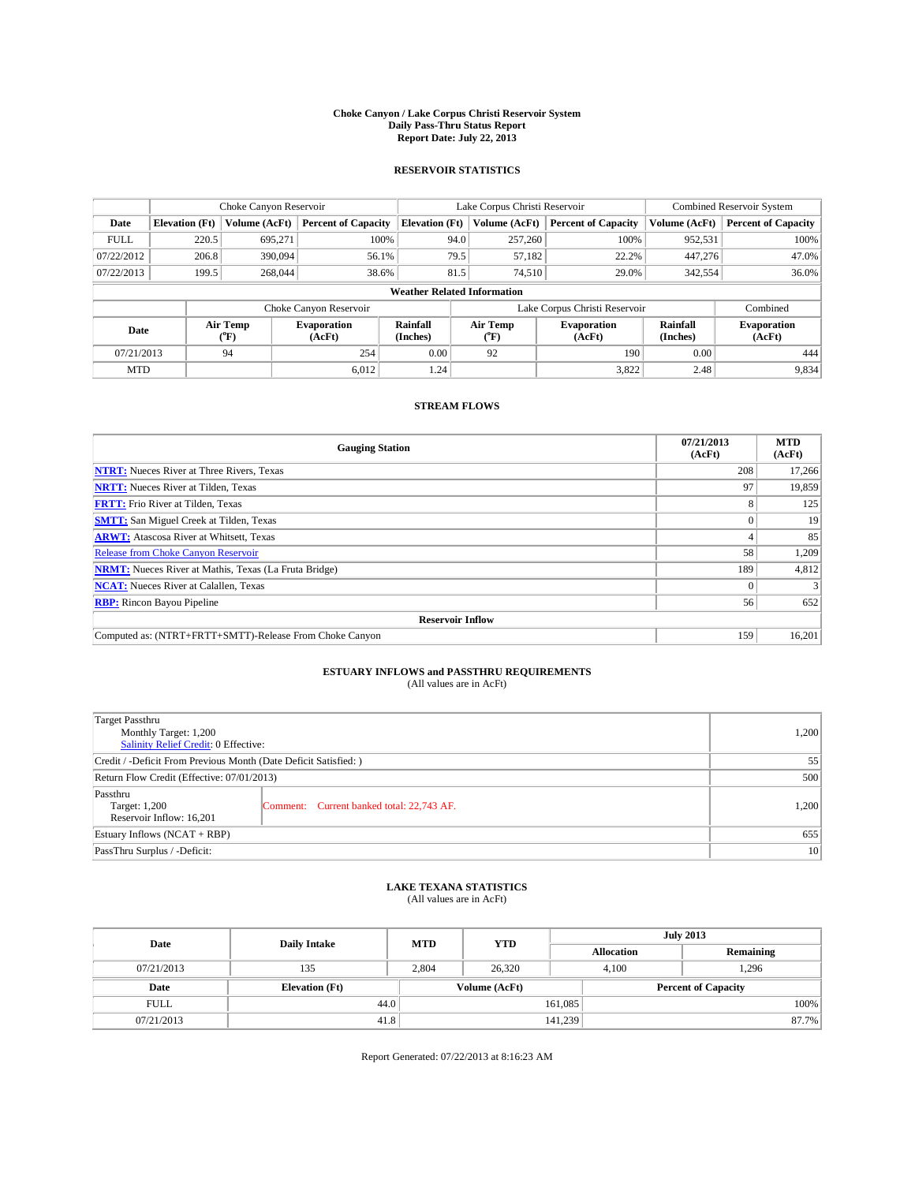# Choke Canyon / Lake Corpus Christi Reservoir System
## Daily Pass-Thru Status Report
## Report Date: July 22, 2013

### RESERVOIR STATISTICS

| | Choke Canyon Reservoir | | | Lake Corpus Christi Reservoir | | | Combined Reservoir System | |
|---|---|---|---|---|---|---|---|---|
| Date | Elevation (Ft) | Volume (AcFt) | Percent of Capacity | Elevation (Ft) | Volume (AcFt) | Percent of Capacity | Volume (AcFt) | Percent of Capacity |
| FULL | 220.5 | 695,271 | 100% | 94.0 | 257,260 | 100% | 952,531 | 100% |
| 07/22/2012 | 206.8 | 390,094 | 56.1% | 79.5 | 57,182 | 22.2% | 447,276 | 47.0% |
| 07/22/2013 | 199.5 | 268,044 | 38.6% | 81.5 | 74,510 | 29.0% | 342,554 | 36.0% |

**Weather Related Information**

| | Choke Canyon Reservoir | | | Lake Corpus Christi Reservoir | | | Combined |
|---|---|---|---|---|---|---|---|
| Date | Air Temp (°F) | Evaporation (AcFt) | Rainfall (Inches) | Air Temp (°F) | Evaporation (AcFt) | Rainfall (Inches) | Evaporation (AcFt) |
| 07/21/2013 | 94 | 254 | 0.00 | 92 | 190 | 0.00 | 444 |
| MTD | | 6,012 | 1.24 | | 3,822 | 2.48 | 9,834 |

### STREAM FLOWS

| Gauging Station | 07/21/2013 (AcFt) | MTD (AcFt) |
|---|---|---|
| **NTRT:** Nueces River at Three Rivers, Texas | 208 | 17,266 |
| **NRTT:** Nueces River at Tilden, Texas | 97 | 19,859 |
| **FRTT:** Frio River at Tilden, Texas | 8 | 125 |
| **SMTT:** San Miguel Creek at Tilden, Texas | 0 | 19 |
| **ARWT:** Atascosa River at Whitsett, Texas | 4 | 85 |
| Release from Choke Canyon Reservoir | 58 | 1,209 |
| **NRMT:** Nueces River at Mathis, Texas (La Fruta Bridge) | 189 | 4,812 |
| **NCAT:** Nueces River at Calallen, Texas | 0 | 3 |
| **RBP:** Rincon Bayou Pipeline | 56 | 652 |
| **Reservoir Inflow** | | |
| Computed as: (NTRT+FRTT+SMTT)-Release From Choke Canyon | 159 | 16,201 |

### ESTUARY INFLOWS and PASSTHRU REQUIREMENTS
(All values are in AcFt)

| | | |
|---|---|---|
| Target Passthru<br>Monthly Target: 1,200<br>Salinity Relief Credit: 0 Effective: | | 1,200 |
| Credit / -Deficit From Previous Month (Date Deficit Satisfied: ) | | 55 |
| Return Flow Credit (Effective: 07/01/2013) | | 500 |
| Passthru<br>Target: 1,200<br>Reservoir Inflow: 16,201 | Comment: Current banked total: 22,743 AF. | 1,200 |
| Estuary Inflows (NCAT + RBP) | | 655 |
| PassThru Surplus / -Deficit: | | 10 |

### LAKE TEXANA STATISTICS
(All values are in AcFt)

| Date | Daily Intake | MTD | YTD | July 2013 Allocation | July 2013 Remaining |
|---|---|---|---|---|---|
| 07/21/2013 | 135 | 2,804 | 26,320 | 4,100 | 1,296 |

| Date | Elevation (Ft) | Volume (AcFt) | Percent of Capacity |
|---|---|---|---|
| FULL | 44.0 | 161,085 | 100% |
| 07/21/2013 | 41.8 | 141,239 | 87.7% |

Report Generated: 07/22/2013 at 8:16:23 AM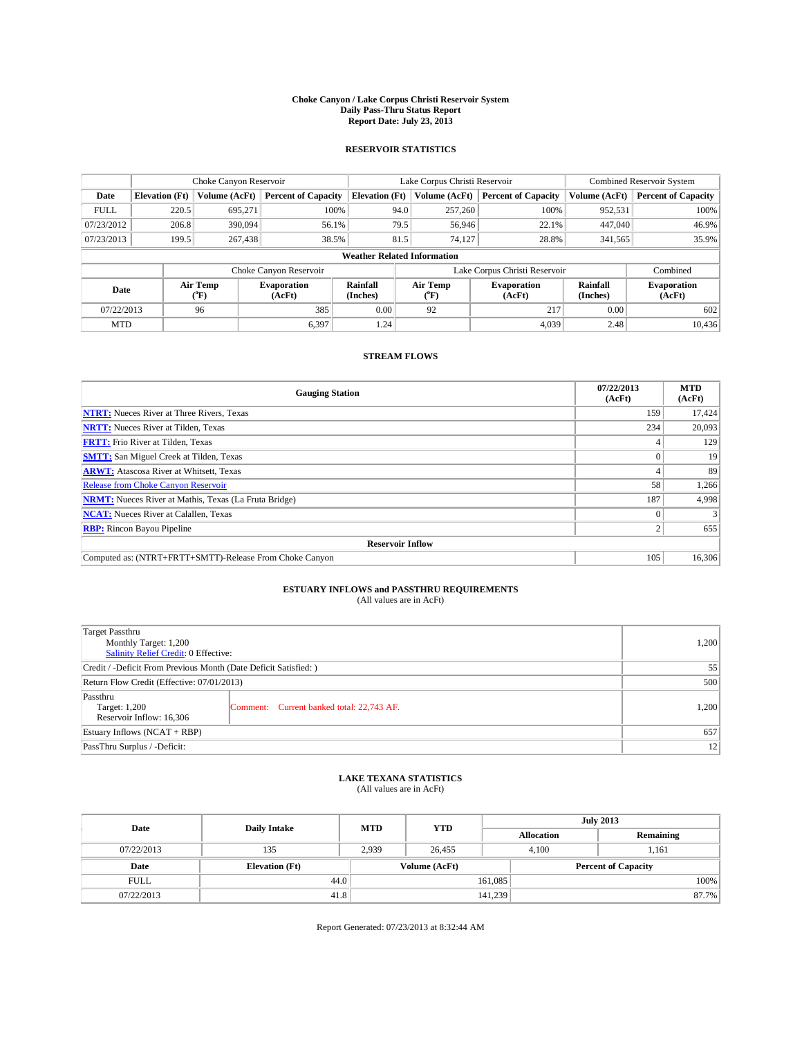# Choke Canyon / Lake Corpus Christi Reservoir System
## Daily Pass-Thru Status Report
## Report Date: July 23, 2013

### RESERVOIR STATISTICS

| | Choke Canyon Reservoir | | | Lake Corpus Christi Reservoir | | | Combined Reservoir System | |
|---|---|---|---|---|---|---|---|---|
| Date | Elevation (Ft) | Volume (AcFt) | Percent of Capacity | Elevation (Ft) | Volume (AcFt) | Percent of Capacity | Volume (AcFt) | Percent of Capacity |
| FULL | 220.5 | 695,271 | 100% | 94.0 | 257,260 | 100% | 952,531 | 100% |
| 07/23/2012 | 206.8 | 390,094 | 56.1% | 79.5 | 56,946 | 22.1% | 447,040 | 46.9% |
| 07/23/2013 | 199.5 | 267,438 | 38.5% | 81.5 | 74,127 | 28.8% | 341,565 | 35.9% |

**Weather Related Information**

| | Choke Canyon Reservoir | | | Lake Corpus Christi Reservoir | | | Combined |
|---|---|---|---|---|---|---|---|
| Date | Air Temp (°F) | Evaporation (AcFt) | Rainfall (Inches) | Air Temp (°F) | Evaporation (AcFt) | Rainfall (Inches) | Evaporation (AcFt) |
| 07/22/2013 | 96 | 385 | 0.00 | 92 | 217 | 0.00 | 602 |
| MTD | | 6,397 | 1.24 | | 4,039 | 2.48 | 10,436 |

### STREAM FLOWS

| Gauging Station | 07/22/2013 (AcFt) | MTD (AcFt) |
|---|---|---|
| NTRT: Nueces River at Three Rivers, Texas | 159 | 17,424 |
| NRTT: Nueces River at Tilden, Texas | 234 | 20,093 |
| FRTT: Frio River at Tilden, Texas | 4 | 129 |
| SMTT: San Miguel Creek at Tilden, Texas | 0 | 19 |
| ARWT: Atascosa River at Whitsett, Texas | 4 | 89 |
| Release from Choke Canyon Reservoir | 58 | 1,266 |
| NRMT: Nueces River at Mathis, Texas (La Fruta Bridge) | 187 | 4,998 |
| NCAT: Nueces River at Calallen, Texas | 0 | 3 |
| RBP: Rincon Bayou Pipeline | 2 | 655 |
| **Reservoir Inflow** | | |
| Computed as: (NTRT+FRTT+SMTT)-Release From Choke Canyon | 105 | 16,306 |

### ESTUARY INFLOWS and PASSTHRU REQUIREMENTS
(All values are in AcFt)

| | | |
|---|---|---|
| Target Passthru<br>Monthly Target: 1,200<br>Salinity Relief Credit: 0 Effective: | | 1,200 |
| Credit / -Deficit From Previous Month (Date Deficit Satisfied: ) | | 55 |
| Return Flow Credit (Effective: 07/01/2013) | | 500 |
| Passthru<br>Target: 1,200<br>Reservoir Inflow: 16,306 | Comment: Current banked total: 22,743 AF. | 1,200 |
| Estuary Inflows (NCAT + RBP) | | 657 |
| PassThru Surplus / -Deficit: | | 12 |

### LAKE TEXANA STATISTICS
(All values are in AcFt)

| Date | Daily Intake | MTD | YTD | July 2013 Allocation | July 2013 Remaining |
|---|---|---|---|---|---|
| 07/22/2013 | 135 | 2,939 | 26,455 | 4,100 | 1,161 |

| Date | Elevation (Ft) | Volume (AcFt) | Percent of Capacity |
|---|---|---|---|
| FULL | 44.0 | 161,085 | 100% |
| 07/22/2013 | 41.8 | 141,239 | 87.7% |

Report Generated: 07/23/2013 at 8:32:44 AM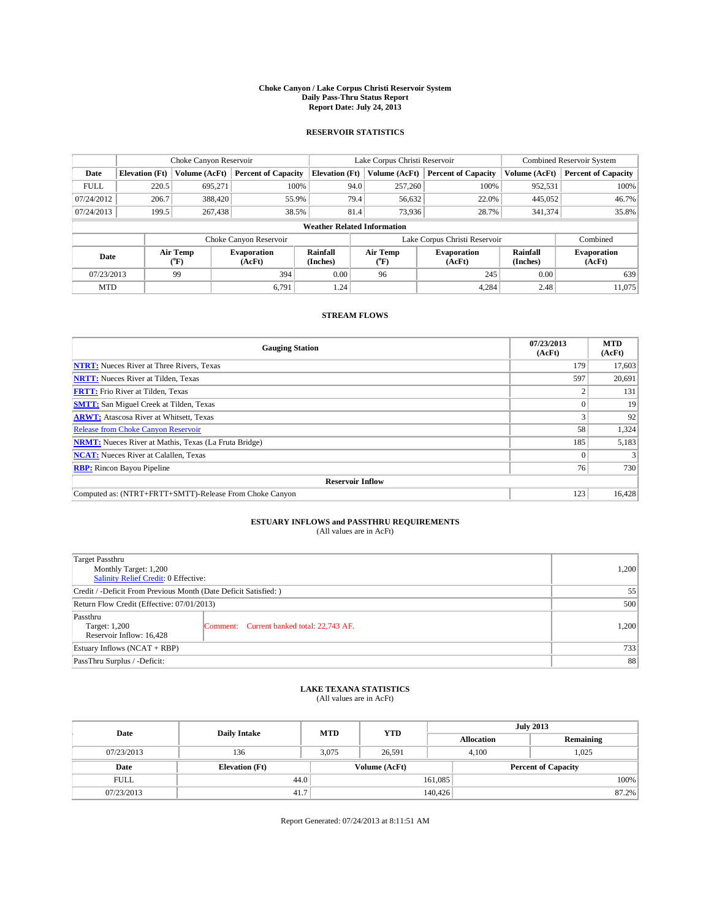# Choke Canyon / Lake Corpus Christi Reservoir System
## Daily Pass-Thru Status Report
## Report Date: July 24, 2013

### RESERVOIR STATISTICS

| | Choke Canyon Reservoir | | | Lake Corpus Christi Reservoir | | | Combined Reservoir System | |
|---|---|---|---|---|---|---|---|---|
| Date | Elevation (Ft) | Volume (AcFt) | Percent of Capacity | Elevation (Ft) | Volume (AcFt) | Percent of Capacity | Volume (AcFt) | Percent of Capacity |
| FULL | 220.5 | 695,271 | 100% | 94.0 | 257,260 | 100% | 952,531 | 100% |
| 07/24/2012 | 206.7 | 388,420 | 55.9% | 79.4 | 56,632 | 22.0% | 445,052 | 46.7% |
| 07/24/2013 | 199.5 | 267,438 | 38.5% | 81.4 | 73,936 | 28.7% | 341,374 | 35.8% |

**Weather Related Information**

| | Choke Canyon Reservoir | | | Lake Corpus Christi Reservoir | | | Combined |
|---|---|---|---|---|---|---|---|
| Date | Air Temp (°F) | Evaporation (AcFt) | Rainfall (Inches) | Air Temp (°F) | Evaporation (AcFt) | Rainfall (Inches) | Evaporation (AcFt) |
| 07/23/2013 | 99 | 394 | 0.00 | 96 | 245 | 0.00 | 639 |
| MTD | | 6,791 | 1.24 | | 4,284 | 2.48 | 11,075 |

### STREAM FLOWS

| Gauging Station | 07/23/2013 (AcFt) | MTD (AcFt) |
|---|---|---|
| **NTRT:** Nueces River at Three Rivers, Texas | 179 | 17,603 |
| **NRTT:** Nueces River at Tilden, Texas | 597 | 20,691 |
| **FRTT:** Frio River at Tilden, Texas | 2 | 131 |
| **SMTT:** San Miguel Creek at Tilden, Texas | 0 | 19 |
| **ARWT:** Atascosa River at Whitsett, Texas | 3 | 92 |
| Release from Choke Canyon Reservoir | 58 | 1,324 |
| **NRMT:** Nueces River at Mathis, Texas (La Fruta Bridge) | 185 | 5,183 |
| **NCAT:** Nueces River at Calallen, Texas | 0 | 3 |
| **RBP:** Rincon Bayou Pipeline | 76 | 730 |
| **Reservoir Inflow** | | |
| Computed as: (NTRT+FRTT+SMTT)-Release From Choke Canyon | 123 | 16,428 |

### ESTUARY INFLOWS and PASSTHRU REQUIREMENTS
(All values are in AcFt)

| | | |
|---|---|---|
| Target Passthru<br>Monthly Target: 1,200<br>Salinity Relief Credit: 0 Effective: | | 1,200 |
| Credit / -Deficit From Previous Month (Date Deficit Satisfied: ) | | 55 |
| Return Flow Credit (Effective: 07/01/2013) | | 500 |
| Passthru<br>Target: 1,200<br>Reservoir Inflow: 16,428 | Comment: Current banked total: 22,743 AF. | 1,200 |
| Estuary Inflows (NCAT + RBP) | | 733 |
| PassThru Surplus / -Deficit: | | 88 |

### LAKE TEXANA STATISTICS
(All values are in AcFt)

| Date | Daily Intake | MTD | YTD | July 2013 Allocation | July 2013 Remaining |
|---|---|---|---|---|---|
| 07/23/2013 | 136 | 3,075 | 26,591 | 4,100 | 1,025 |

| Date | Elevation (Ft) | Volume (AcFt) | Percent of Capacity |
|---|---|---|---|
| FULL | 44.0 | 161,085 | 100% |
| 07/23/2013 | 41.7 | 140,426 | 87.2% |

Report Generated: 07/24/2013 at 8:11:51 AM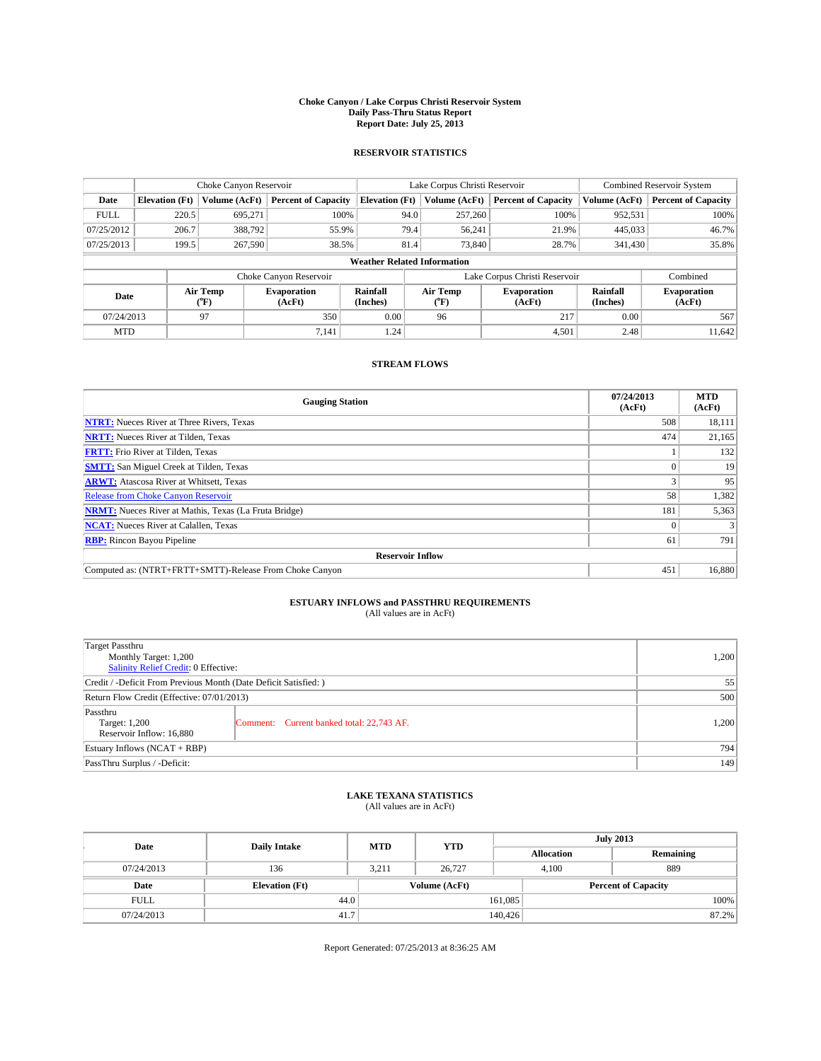**Choke Canyon / Lake Corpus Christi Reservoir System**
**Daily Pass-Thru Status Report**
**Report Date: July 25, 2013**

## RESERVOIR STATISTICS

| | Choke Canyon Reservoir | | | Lake Corpus Christi Reservoir | | | Combined Reservoir System | |
|---|---|---|---|---|---|---|---|---|
| **Date** | **Elevation (Ft)** | **Volume (AcFt)** | **Percent of Capacity** | **Elevation (Ft)** | **Volume (AcFt)** | **Percent of Capacity** | **Volume (AcFt)** | **Percent of Capacity** |
| FULL | 220.5 | 695,271 | 100% | 94.0 | 257,260 | 100% | 952,531 | 100% |
| 07/25/2012 | 206.7 | 388,792 | 55.9% | 79.4 | 56,241 | 21.9% | 445,033 | 46.7% |
| 07/25/2013 | 199.5 | 267,590 | 38.5% | 81.4 | 73,840 | 28.7% | 341,430 | 35.8% |

**Weather Related Information**

| | Choke Canyon Reservoir | | | Lake Corpus Christi Reservoir | | | Combined |
|---|---|---|---|---|---|---|---|
| **Date** | **Air Temp (°F)** | **Evaporation (AcFt)** | **Rainfall (Inches)** | **Air Temp (°F)** | **Evaporation (AcFt)** | **Rainfall (Inches)** | **Evaporation (AcFt)** |
| 07/24/2013 | 97 | 350 | 0.00 | 96 | 217 | 0.00 | 567 |
| MTD | | 7,141 | 1.24 | | 4,501 | 2.48 | 11,642 |

## STREAM FLOWS

| Gauging Station | 07/24/2013 (AcFt) | MTD (AcFt) |
|---|---|---|
| **NTRT:** Nueces River at Three Rivers, Texas | 508 | 18,111 |
| **NRTT:** Nueces River at Tilden, Texas | 474 | 21,165 |
| **FRTT:** Frio River at Tilden, Texas | 1 | 132 |
| **SMTT:** San Miguel Creek at Tilden, Texas | 0 | 19 |
| **ARWT:** Atascosa River at Whitsett, Texas | 3 | 95 |
| Release from Choke Canyon Reservoir | 58 | 1,382 |
| **NRMT:** Nueces River at Mathis, Texas (La Fruta Bridge) | 181 | 5,363 |
| **NCAT:** Nueces River at Calallen, Texas | 0 | 3 |
| **RBP:** Rincon Bayou Pipeline | 61 | 791 |
| **Reservoir Inflow** | | |
| Computed as: (NTRT+FRTT+SMTT)-Release From Choke Canyon | 451 | 16,880 |

## ESTUARY INFLOWS and PASSTHRU REQUIREMENTS
(All values are in AcFt)

| | |
|---|---|
| Target Passthru<br>Monthly Target: 1,200<br>Salinity Relief Credit: 0 Effective: | 1,200 |
| Credit / -Deficit From Previous Month (Date Deficit Satisfied: ) | 55 |
| Return Flow Credit (Effective: 07/01/2013) | 500 |
| Passthru<br>Target: 1,200<br>Reservoir Inflow: 16,880 — Comment: Current banked total: 22,743 AF. | 1,200 |
| Estuary Inflows (NCAT + RBP) | 794 |
| PassThru Surplus / -Deficit: | 149 |

## LAKE TEXANA STATISTICS
(All values are in AcFt)

| Date | Daily Intake | MTD | YTD | July 2013 Allocation | July 2013 Remaining |
|---|---|---|---|---|---|
| 07/24/2013 | 136 | 3,211 | 26,727 | 4,100 | 889 |

| Date | Elevation (Ft) | Volume (AcFt) | Percent of Capacity |
|---|---|---|---|
| FULL | 44.0 | 161,085 | 100% |
| 07/24/2013 | 41.7 | 140,426 | 87.2% |

Report Generated: 07/25/2013 at 8:36:25 AM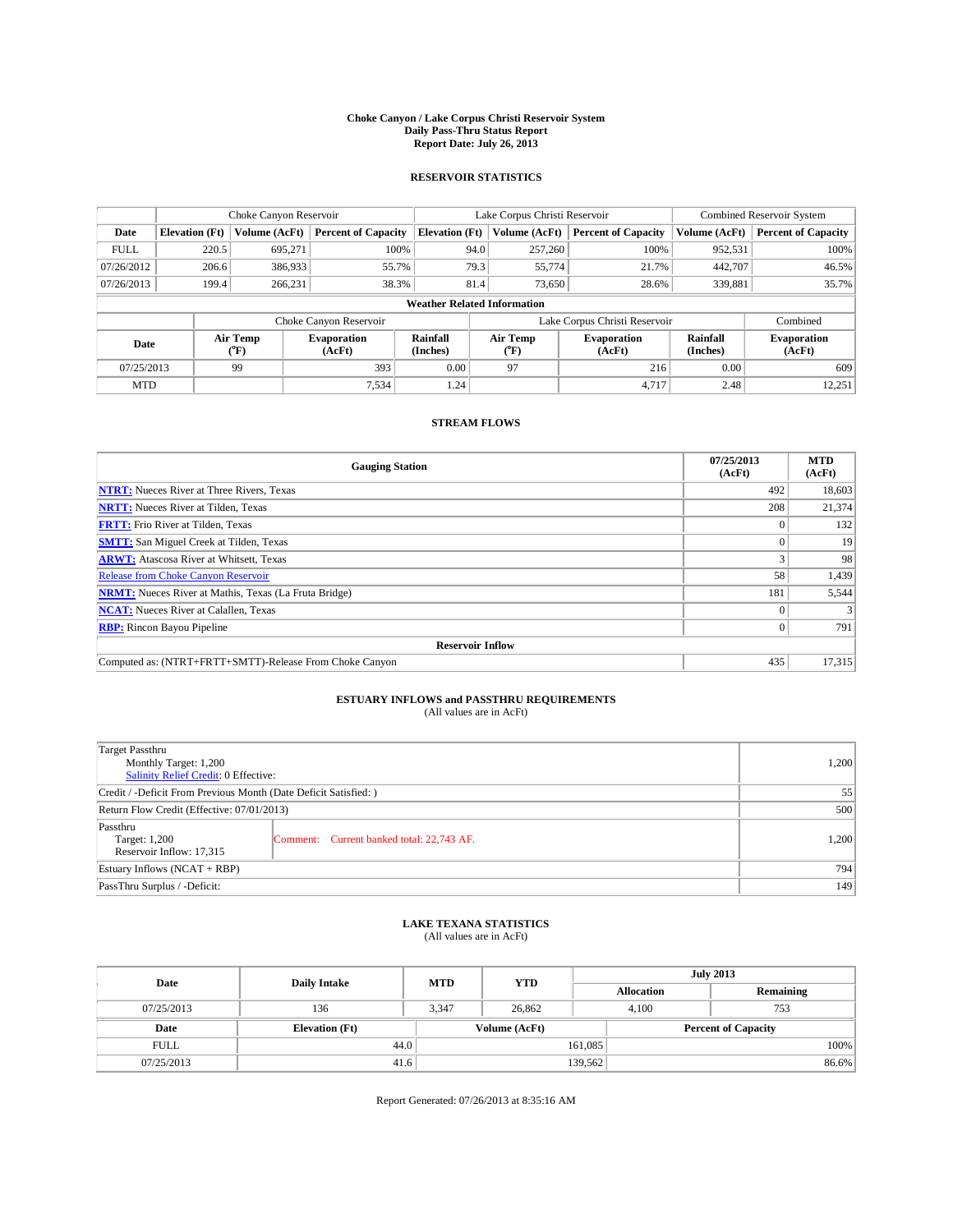# Choke Canyon / Lake Corpus Christi Reservoir System
## Daily Pass-Thru Status Report
## Report Date: July 26, 2013

### RESERVOIR STATISTICS

| | Choke Canyon Reservoir | | | Lake Corpus Christi Reservoir | | | Combined Reservoir System | |
|---|---|---|---|---|---|---|---|---|
| Date | Elevation (Ft) | Volume (AcFt) | Percent of Capacity | Elevation (Ft) | Volume (AcFt) | Percent of Capacity | Volume (AcFt) | Percent of Capacity |
| FULL | 220.5 | 695,271 | 100% | 94.0 | 257,260 | 100% | 952,531 | 100% |
| 07/26/2012 | 206.6 | 386,933 | 55.7% | 79.3 | 55,774 | 21.7% | 442,707 | 46.5% |
| 07/26/2013 | 199.4 | 266,231 | 38.3% | 81.4 | 73,650 | 28.6% | 339,881 | 35.7% |

**Weather Related Information**

| | Choke Canyon Reservoir | | | Lake Corpus Christi Reservoir | | | Combined |
|---|---|---|---|---|---|---|---|
| Date | Air Temp (°F) | Evaporation (AcFt) | Rainfall (Inches) | Air Temp (°F) | Evaporation (AcFt) | Rainfall (Inches) | Evaporation (AcFt) |
| 07/25/2013 | 99 | 393 | 0.00 | 97 | 216 | 0.00 | 609 |
| MTD | | 7,534 | 1.24 | | 4,717 | 2.48 | 12,251 |

### STREAM FLOWS

| Gauging Station | 07/25/2013 (AcFt) | MTD (AcFt) |
|---|---|---|
| **NTRT:** Nueces River at Three Rivers, Texas | 492 | 18,603 |
| **NRTT:** Nueces River at Tilden, Texas | 208 | 21,374 |
| **FRTT:** Frio River at Tilden, Texas | 0 | 132 |
| **SMTT:** San Miguel Creek at Tilden, Texas | 0 | 19 |
| **ARWT:** Atascosa River at Whitsett, Texas | 3 | 98 |
| Release from Choke Canyon Reservoir | 58 | 1,439 |
| **NRMT:** Nueces River at Mathis, Texas (La Fruta Bridge) | 181 | 5,544 |
| **NCAT:** Nueces River at Calallen, Texas | 0 | 3 |
| **RBP:** Rincon Bayou Pipeline | 0 | 791 |
| **Reservoir Inflow** | | |
| Computed as: (NTRT+FRTT+SMTT)-Release From Choke Canyon | 435 | 17,315 |

### ESTUARY INFLOWS and PASSTHRU REQUIREMENTS
(All values are in AcFt)

| | | |
|---|---|---|
| Target Passthru<br>Monthly Target: 1,200<br>Salinity Relief Credit: 0 Effective: | | 1,200 |
| Credit / -Deficit From Previous Month (Date Deficit Satisfied: ) | | 55 |
| Return Flow Credit (Effective: 07/01/2013) | | 500 |
| Passthru<br>Target: 1,200<br>Reservoir Inflow: 17,315 | Comment: Current banked total: 22,743 AF. | 1,200 |
| Estuary Inflows (NCAT + RBP) | | 794 |
| PassThru Surplus / -Deficit: | | 149 |

### LAKE TEXANA STATISTICS
(All values are in AcFt)

| Date | Daily Intake | MTD | YTD | July 2013 Allocation | July 2013 Remaining |
|---|---|---|---|---|---|
| 07/25/2013 | 136 | 3,347 | 26,862 | 4,100 | 753 |

| Date | Elevation (Ft) | Volume (AcFt) | Percent of Capacity |
|---|---|---|---|
| FULL | 44.0 | 161,085 | 100% |
| 07/25/2013 | 41.6 | 139,562 | 86.6% |

Report Generated: 07/26/2013 at 8:35:16 AM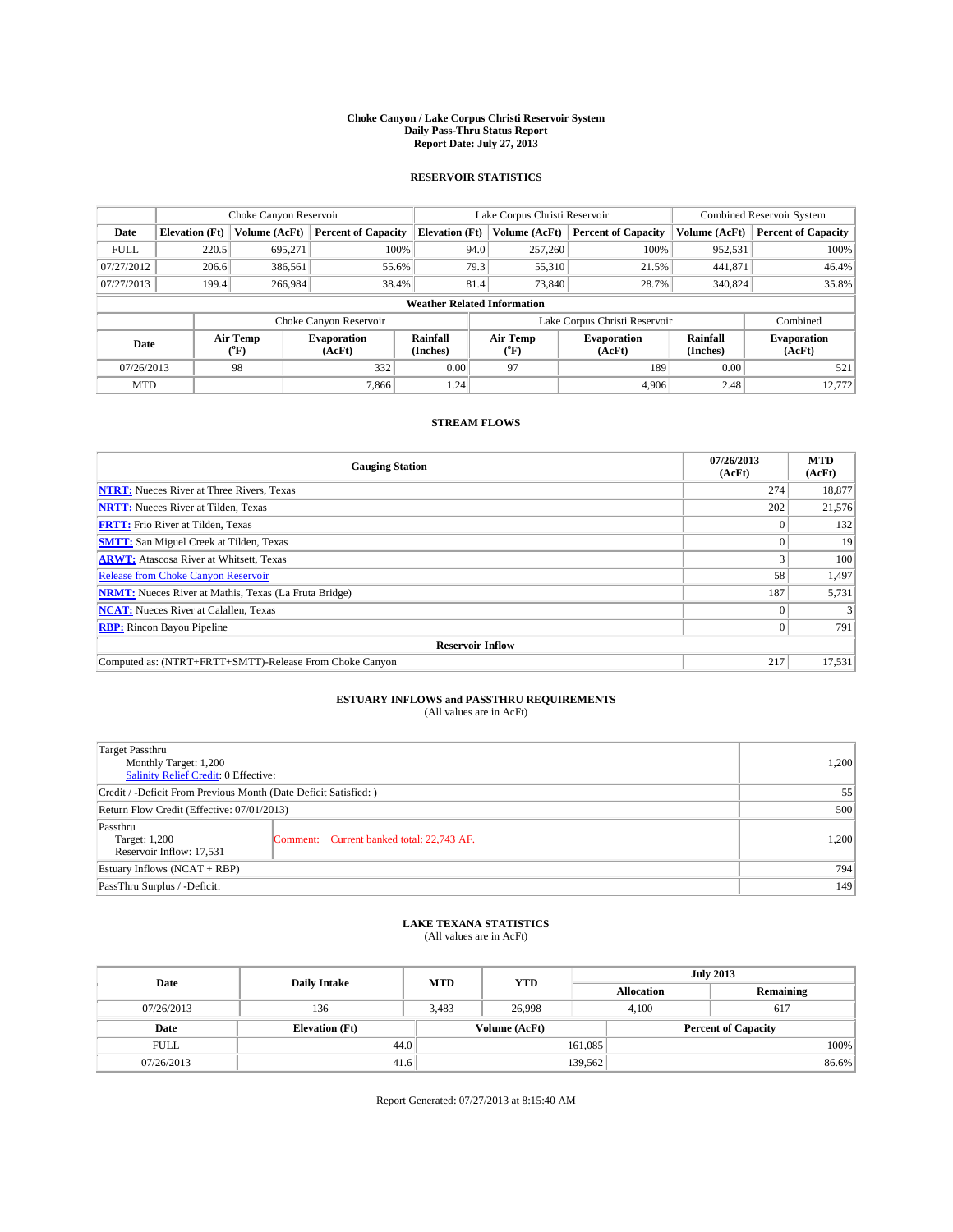# Choke Canyon / Lake Corpus Christi Reservoir System
## Daily Pass-Thru Status Report
## Report Date: July 27, 2013

### RESERVOIR STATISTICS

| | Choke Canyon Reservoir | | | Lake Corpus Christi Reservoir | | | Combined Reservoir System | |
|---|---|---|---|---|---|---|---|---|
| Date | Elevation (Ft) | Volume (AcFt) | Percent of Capacity | Elevation (Ft) | Volume (AcFt) | Percent of Capacity | Volume (AcFt) | Percent of Capacity |
| FULL | 220.5 | 695,271 | 100% | 94.0 | 257,260 | 100% | 952,531 | 100% |
| 07/27/2012 | 206.6 | 386,561 | 55.6% | 79.3 | 55,310 | 21.5% | 441,871 | 46.4% |
| 07/27/2013 | 199.4 | 266,984 | 38.4% | 81.4 | 73,840 | 28.7% | 340,824 | 35.8% |

**Weather Related Information**

| | Choke Canyon Reservoir | | | Lake Corpus Christi Reservoir | | | Combined |
|---|---|---|---|---|---|---|---|
| Date | Air Temp (°F) | Evaporation (AcFt) | Rainfall (Inches) | Air Temp (°F) | Evaporation (AcFt) | Rainfall (Inches) | Evaporation (AcFt) |
| 07/26/2013 | 98 | 332 | 0.00 | 97 | 189 | 0.00 | 521 |
| MTD | | 7,866 | 1.24 | | 4,906 | 2.48 | 12,772 |

### STREAM FLOWS

| Gauging Station | 07/26/2013 (AcFt) | MTD (AcFt) |
|---|---|---|
| **NTRT:** Nueces River at Three Rivers, Texas | 274 | 18,877 |
| **NRTT:** Nueces River at Tilden, Texas | 202 | 21,576 |
| **FRTT:** Frio River at Tilden, Texas | 0 | 132 |
| **SMTT:** San Miguel Creek at Tilden, Texas | 0 | 19 |
| **ARWT:** Atascosa River at Whitsett, Texas | 3 | 100 |
| Release from Choke Canyon Reservoir | 58 | 1,497 |
| **NRMT:** Nueces River at Mathis, Texas (La Fruta Bridge) | 187 | 5,731 |
| **NCAT:** Nueces River at Calallen, Texas | 0 | 3 |
| **RBP:** Rincon Bayou Pipeline | 0 | 791 |
| **Reservoir Inflow** | | |
| Computed as: (NTRT+FRTT+SMTT)-Release From Choke Canyon | 217 | 17,531 |

### ESTUARY INFLOWS and PASSTHRU REQUIREMENTS
(All values are in AcFt)

| | | |
|---|---|---|
| Target Passthru<br>Monthly Target: 1,200<br>Salinity Relief Credit: 0 Effective: | | 1,200 |
| Credit / -Deficit From Previous Month (Date Deficit Satisfied: ) | | 55 |
| Return Flow Credit (Effective: 07/01/2013) | | 500 |
| Passthru<br>Target: 1,200<br>Reservoir Inflow: 17,531 | Comment: Current banked total: 22,743 AF. | 1,200 |
| Estuary Inflows (NCAT + RBP) | | 794 |
| PassThru Surplus / -Deficit: | | 149 |

### LAKE TEXANA STATISTICS
(All values are in AcFt)

| Date | Daily Intake | MTD | YTD | July 2013 Allocation | July 2013 Remaining |
|---|---|---|---|---|---|
| 07/26/2013 | 136 | 3,483 | 26,998 | 4,100 | 617 |

| Date | Elevation (Ft) | Volume (AcFt) | Percent of Capacity |
|---|---|---|---|
| FULL | 44.0 | 161,085 | 100% |
| 07/26/2013 | 41.6 | 139,562 | 86.6% |

Report Generated: 07/27/2013 at 8:15:40 AM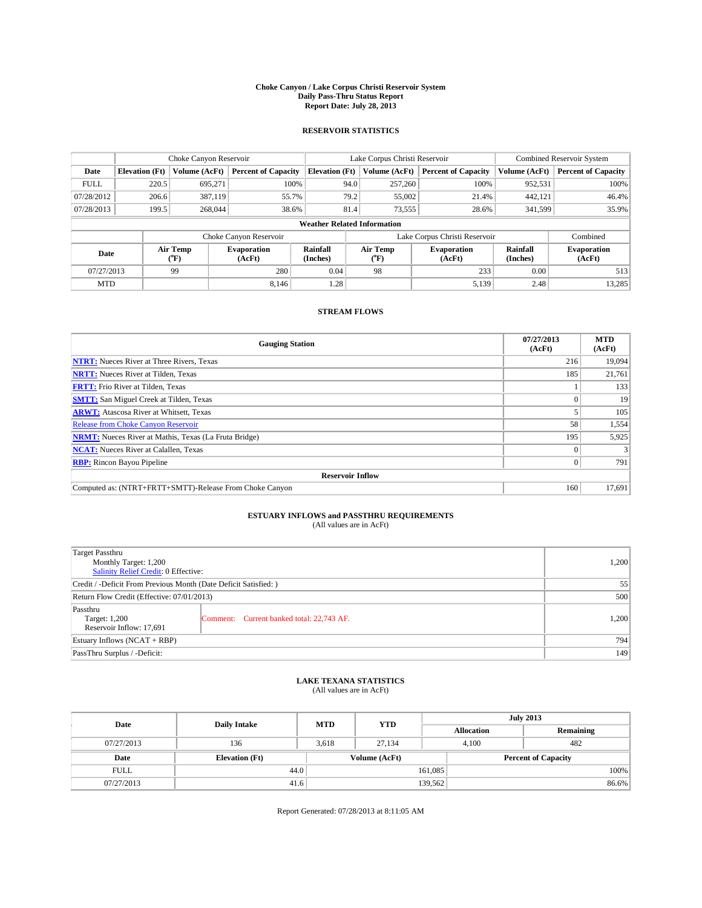# Choke Canyon / Lake Corpus Christi Reservoir System
## Daily Pass-Thru Status Report
## Report Date: July 28, 2013

### RESERVOIR STATISTICS

| | Choke Canyon Reservoir | | | Lake Corpus Christi Reservoir | | | Combined Reservoir System | |
|---|---|---|---|---|---|---|---|---|
| Date | Elevation (Ft) | Volume (AcFt) | Percent of Capacity | Elevation (Ft) | Volume (AcFt) | Percent of Capacity | Volume (AcFt) | Percent of Capacity |
| FULL | 220.5 | 695,271 | 100% | 94.0 | 257,260 | 100% | 952,531 | 100% |
| 07/28/2012 | 206.6 | 387,119 | 55.7% | 79.2 | 55,002 | 21.4% | 442,121 | 46.4% |
| 07/28/2013 | 199.5 | 268,044 | 38.6% | 81.4 | 73,555 | 28.6% | 341,599 | 35.9% |

**Weather Related Information**

| Date | Choke Canyon Reservoir | | | Lake Corpus Christi Reservoir | | | Combined |
|---|---|---|---|---|---|---|---|
| | Air Temp (°F) | Evaporation (AcFt) | Rainfall (Inches) | Air Temp (°F) | Evaporation (AcFt) | Rainfall (Inches) | Evaporation (AcFt) |
| 07/27/2013 | 99 | 280 | 0.04 | 98 | 233 | 0.00 | 513 |
| MTD | | 8,146 | 1.28 | | 5,139 | 2.48 | 13,285 |

### STREAM FLOWS

| Gauging Station | 07/27/2013 (AcFt) | MTD (AcFt) |
|---|---|---|
| NTRT: Nueces River at Three Rivers, Texas | 216 | 19,094 |
| NRTT: Nueces River at Tilden, Texas | 185 | 21,761 |
| FRTT: Frio River at Tilden, Texas | 1 | 133 |
| SMTT: San Miguel Creek at Tilden, Texas | 0 | 19 |
| ARWT: Atascosa River at Whitsett, Texas | 5 | 105 |
| Release from Choke Canyon Reservoir | 58 | 1,554 |
| NRMT: Nueces River at Mathis, Texas (La Fruta Bridge) | 195 | 5,925 |
| NCAT: Nueces River at Calallen, Texas | 0 | 3 |
| RBP: Rincon Bayou Pipeline | 0 | 791 |
| **Reservoir Inflow** | | |
| Computed as: (NTRT+FRTT+SMTT)-Release From Choke Canyon | 160 | 17,691 |

### ESTUARY INFLOWS and PASSTHRU REQUIREMENTS
(All values are in AcFt)

| | | |
|---|---|---|
| Target Passthru<br>Monthly Target: 1,200<br>Salinity Relief Credit: 0 Effective: | | 1,200 |
| Credit / -Deficit From Previous Month (Date Deficit Satisfied: ) | | 55 |
| Return Flow Credit (Effective: 07/01/2013) | | 500 |
| Passthru<br>Target: 1,200<br>Reservoir Inflow: 17,691 | Comment: Current banked total: 22,743 AF. | 1,200 |
| Estuary Inflows (NCAT + RBP) | | 794 |
| PassThru Surplus / -Deficit: | | 149 |

### LAKE TEXANA STATISTICS
(All values are in AcFt)

| Date | Daily Intake | MTD | YTD | July 2013 Allocation | July 2013 Remaining |
|---|---|---|---|---|---|
| 07/27/2013 | 136 | 3,618 | 27,134 | 4,100 | 482 |

| Date | Elevation (Ft) | Volume (AcFt) | Percent of Capacity |
|---|---|---|---|
| FULL | 44.0 | 161,085 | 100% |
| 07/27/2013 | 41.6 | 139,562 | 86.6% |

Report Generated: 07/28/2013 at 8:11:05 AM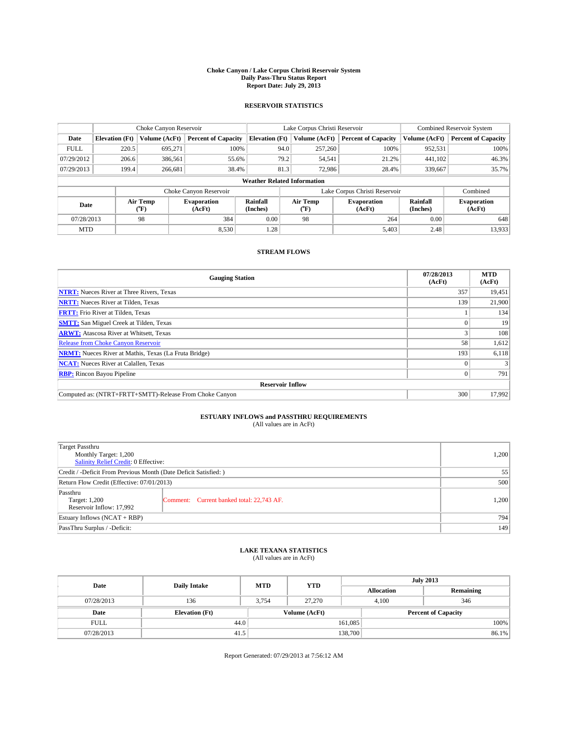**Choke Canyon / Lake Corpus Christi Reservoir System**
**Daily Pass-Thru Status Report**
**Report Date: July 29, 2013**

## RESERVOIR STATISTICS

| | Choke Canyon Reservoir | | | Lake Corpus Christi Reservoir | | | Combined Reservoir System | |
|---|---|---|---|---|---|---|---|---|
| **Date** | **Elevation (Ft)** | **Volume (AcFt)** | **Percent of Capacity** | **Elevation (Ft)** | **Volume (AcFt)** | **Percent of Capacity** | **Volume (AcFt)** | **Percent of Capacity** |
| FULL | 220.5 | 695,271 | 100% | 94.0 | 257,260 | 100% | 952,531 | 100% |
| 07/29/2012 | 206.6 | 386,561 | 55.6% | 79.2 | 54,541 | 21.2% | 441,102 | 46.3% |
| 07/29/2013 | 199.4 | 266,681 | 38.4% | 81.3 | 72,986 | 28.4% | 339,667 | 35.7% |

**Weather Related Information**

| | Choke Canyon Reservoir | | | Lake Corpus Christi Reservoir | | | Combined |
|---|---|---|---|---|---|---|---|
| **Date** | **Air Temp (°F)** | **Evaporation (AcFt)** | **Rainfall (Inches)** | **Air Temp (°F)** | **Evaporation (AcFt)** | **Rainfall (Inches)** | **Evaporation (AcFt)** |
| 07/28/2013 | 98 | 384 | 0.00 | 98 | 264 | 0.00 | 648 |
| MTD | | 8,530 | 1.28 | | 5,403 | 2.48 | 13,933 |

## STREAM FLOWS

| Gauging Station | 07/28/2013 (AcFt) | MTD (AcFt) |
|---|---|---|
| **NTRT:** Nueces River at Three Rivers, Texas | 357 | 19,451 |
| **NRTT:** Nueces River at Tilden, Texas | 139 | 21,900 |
| **FRTT:** Frio River at Tilden, Texas | 1 | 134 |
| **SMTT:** San Miguel Creek at Tilden, Texas | 0 | 19 |
| **ARWT:** Atascosa River at Whitsett, Texas | 3 | 108 |
| Release from Choke Canyon Reservoir | 58 | 1,612 |
| **NRMT:** Nueces River at Mathis, Texas (La Fruta Bridge) | 193 | 6,118 |
| **NCAT:** Nueces River at Calallen, Texas | 0 | 3 |
| **RBP:** Rincon Bayou Pipeline | 0 | 791 |
| **Reservoir Inflow** | | |
| Computed as: (NTRT+FRTT+SMTT)-Release From Choke Canyon | 300 | 17,992 |

## ESTUARY INFLOWS and PASSTHRU REQUIREMENTS
(All values are in AcFt)

| | | |
|---|---|---|
| Target Passthru<br>Monthly Target: 1,200<br>Salinity Relief Credit: 0 Effective: | | 1,200 |
| Credit / -Deficit From Previous Month (Date Deficit Satisfied: ) | | 55 |
| Return Flow Credit (Effective: 07/01/2013) | | 500 |
| Passthru<br>Target: 1,200<br>Reservoir Inflow: 17,992 | Comment: Current banked total: 22,743 AF. | 1,200 |
| Estuary Inflows (NCAT + RBP) | | 794 |
| PassThru Surplus / -Deficit: | | 149 |

## LAKE TEXANA STATISTICS
(All values are in AcFt)

| Date | Daily Intake | MTD | YTD | July 2013 Allocation | July 2013 Remaining |
|---|---|---|---|---|---|
| 07/28/2013 | 136 | 3,754 | 27,270 | 4,100 | 346 |

| Date | Elevation (Ft) | Volume (AcFt) | Percent of Capacity |
|---|---|---|---|
| FULL | 44.0 | 161,085 | 100% |
| 07/28/2013 | 41.5 | 138,700 | 86.1% |

Report Generated: 07/29/2013 at 7:56:12 AM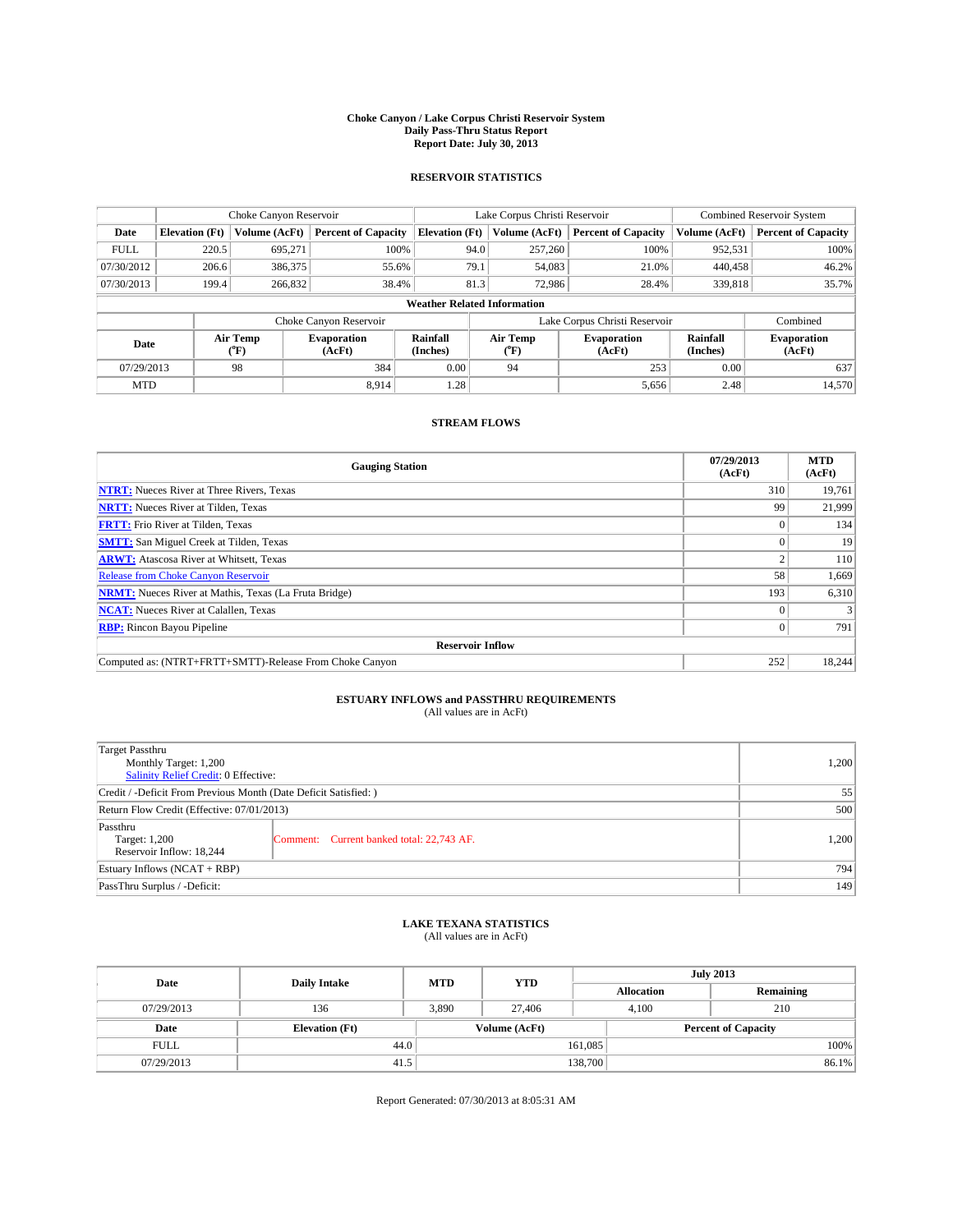**Choke Canyon / Lake Corpus Christi Reservoir System**
**Daily Pass-Thru Status Report**
**Report Date: July 30, 2013**

## RESERVOIR STATISTICS

| | Choke Canyon Reservoir | | | Lake Corpus Christi Reservoir | | | Combined Reservoir System | |
|---|---|---|---|---|---|---|---|---|
| Date | Elevation (Ft) | Volume (AcFt) | Percent of Capacity | Elevation (Ft) | Volume (AcFt) | Percent of Capacity | Volume (AcFt) | Percent of Capacity |
| FULL | 220.5 | 695,271 | 100% | 94.0 | 257,260 | 100% | 952,531 | 100% |
| 07/30/2012 | 206.6 | 386,375 | 55.6% | 79.1 | 54,083 | 21.0% | 440,458 | 46.2% |
| 07/30/2013 | 199.4 | 266,832 | 38.4% | 81.3 | 72,986 | 28.4% | 339,818 | 35.7% |

**Weather Related Information**

| | Choke Canyon Reservoir | | | Lake Corpus Christi Reservoir | | | Combined |
|---|---|---|---|---|---|---|---|
| Date | Air Temp (°F) | Evaporation (AcFt) | Rainfall (Inches) | Air Temp (°F) | Evaporation (AcFt) | Rainfall (Inches) | Evaporation (AcFt) |
| 07/29/2013 | 98 | 384 | 0.00 | 94 | 253 | 0.00 | 637 |
| MTD | | 8,914 | 1.28 | | 5,656 | 2.48 | 14,570 |

## STREAM FLOWS

| Gauging Station | 07/29/2013 (AcFt) | MTD (AcFt) |
|---|---|---|
| NTRT: Nueces River at Three Rivers, Texas | 310 | 19,761 |
| NRTT: Nueces River at Tilden, Texas | 99 | 21,999 |
| FRTT: Frio River at Tilden, Texas | 0 | 134 |
| SMTT: San Miguel Creek at Tilden, Texas | 0 | 19 |
| ARWT: Atascosa River at Whitsett, Texas | 2 | 110 |
| Release from Choke Canyon Reservoir | 58 | 1,669 |
| NRMT: Nueces River at Mathis, Texas (La Fruta Bridge) | 193 | 6,310 |
| NCAT: Nueces River at Calallen, Texas | 0 | 3 |
| RBP: Rincon Bayou Pipeline | 0 | 791 |
| **Reservoir Inflow** | | |
| Computed as: (NTRT+FRTT+SMTT)-Release From Choke Canyon | 252 | 18,244 |

## ESTUARY INFLOWS and PASSTHRU REQUIREMENTS
(All values are in AcFt)

| | | |
|---|---|---|
| Target Passthru<br>Monthly Target: 1,200<br>Salinity Relief Credit: 0 Effective: | | 1,200 |
| Credit / -Deficit From Previous Month (Date Deficit Satisfied: ) | | 55 |
| Return Flow Credit (Effective: 07/01/2013) | | 500 |
| Passthru<br>Target: 1,200<br>Reservoir Inflow: 18,244 | Comment: Current banked total: 22,743 AF. | 1,200 |
| Estuary Inflows (NCAT + RBP) | | 794 |
| PassThru Surplus / -Deficit: | | 149 |

## LAKE TEXANA STATISTICS
(All values are in AcFt)

| Date | Daily Intake | MTD | YTD | July 2013 Allocation | July 2013 Remaining |
|---|---|---|---|---|---|
| 07/29/2013 | 136 | 3,890 | 27,406 | 4,100 | 210 |

| Date | Elevation (Ft) | Volume (AcFt) | Percent of Capacity |
|---|---|---|---|
| FULL | 44.0 | 161,085 | 100% |
| 07/29/2013 | 41.5 | 138,700 | 86.1% |

Report Generated: 07/30/2013 at 8:05:31 AM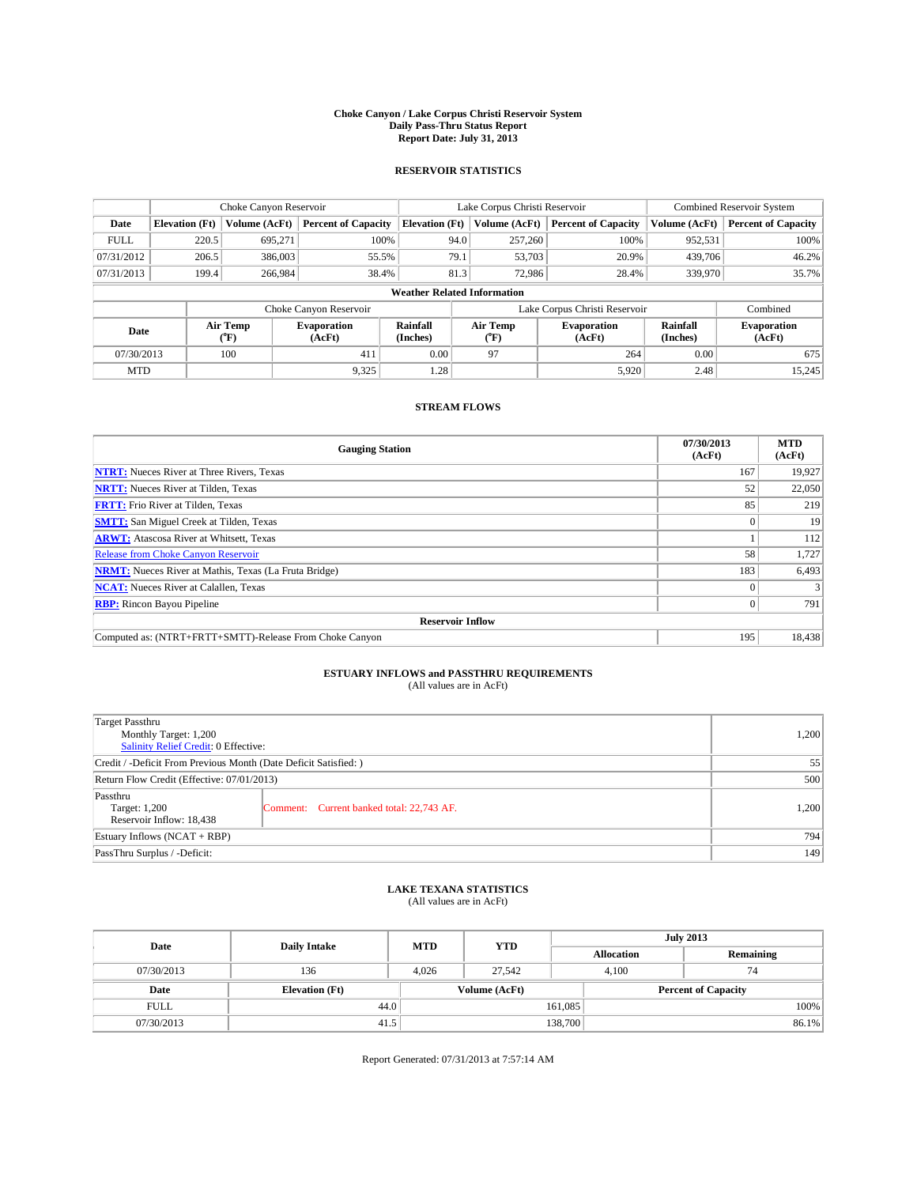# Choke Canyon / Lake Corpus Christi Reservoir System
## Daily Pass-Thru Status Report
## Report Date: July 31, 2013

### RESERVOIR STATISTICS

| | Choke Canyon Reservoir | | | Lake Corpus Christi Reservoir | | | Combined Reservoir System | |
|---|---|---|---|---|---|---|---|---|
| Date | Elevation (Ft) | Volume (AcFt) | Percent of Capacity | Elevation (Ft) | Volume (AcFt) | Percent of Capacity | Volume (AcFt) | Percent of Capacity |
| FULL | 220.5 | 695,271 | 100% | 94.0 | 257,260 | 100% | 952,531 | 100% |
| 07/31/2012 | 206.5 | 386,003 | 55.5% | 79.1 | 53,703 | 20.9% | 439,706 | 46.2% |
| 07/31/2013 | 199.4 | 266,984 | 38.4% | 81.3 | 72,986 | 28.4% | 339,970 | 35.7% |

**Weather Related Information**

| | Choke Canyon Reservoir | | | Lake Corpus Christi Reservoir | | | Combined |
|---|---|---|---|---|---|---|---|
| Date | Air Temp (°F) | Evaporation (AcFt) | Rainfall (Inches) | Air Temp (°F) | Evaporation (AcFt) | Rainfall (Inches) | Evaporation (AcFt) |
| 07/30/2013 | 100 | 411 | 0.00 | 97 | 264 | 0.00 | 675 |
| MTD | | 9,325 | 1.28 | | 5,920 | 2.48 | 15,245 |

### STREAM FLOWS

| Gauging Station | 07/30/2013 (AcFt) | MTD (AcFt) |
|---|---|---|
| **NTRT:** Nueces River at Three Rivers, Texas | 167 | 19,927 |
| **NRTT:** Nueces River at Tilden, Texas | 52 | 22,050 |
| **FRTT:** Frio River at Tilden, Texas | 85 | 219 |
| **SMTT:** San Miguel Creek at Tilden, Texas | 0 | 19 |
| **ARWT:** Atascosa River at Whitsett, Texas | 1 | 112 |
| Release from Choke Canyon Reservoir | 58 | 1,727 |
| **NRMT:** Nueces River at Mathis, Texas (La Fruta Bridge) | 183 | 6,493 |
| **NCAT:** Nueces River at Calallen, Texas | 0 | 3 |
| **RBP:** Rincon Bayou Pipeline | 0 | 791 |
| **Reservoir Inflow** | | |
| Computed as: (NTRT+FRTT+SMTT)-Release From Choke Canyon | 195 | 18,438 |

### ESTUARY INFLOWS and PASSTHRU REQUIREMENTS
(All values are in AcFt)

| | | |
|---|---|---|
| Target Passthru<br>Monthly Target: 1,200<br>Salinity Relief Credit: 0 Effective: | | 1,200 |
| Credit / -Deficit From Previous Month (Date Deficit Satisfied: ) | | 55 |
| Return Flow Credit (Effective: 07/01/2013) | | 500 |
| Passthru<br>Target: 1,200<br>Reservoir Inflow: 18,438 | Comment: Current banked total: 22,743 AF. | 1,200 |
| Estuary Inflows (NCAT + RBP) | | 794 |
| PassThru Surplus / -Deficit: | | 149 |

### LAKE TEXANA STATISTICS
(All values are in AcFt)

| Date | Daily Intake | MTD | YTD | July 2013 | |
|---|---|---|---|---|---|
| | | | | Allocation | Remaining |
| 07/30/2013 | 136 | 4,026 | 27,542 | 4,100 | 74 |

| Date | Elevation (Ft) | Volume (AcFt) | Percent of Capacity |
|---|---|---|---|
| FULL | 44.0 | 161,085 | 100% |
| 07/30/2013 | 41.5 | 138,700 | 86.1% |

Report Generated: 07/31/2013 at 7:57:14 AM